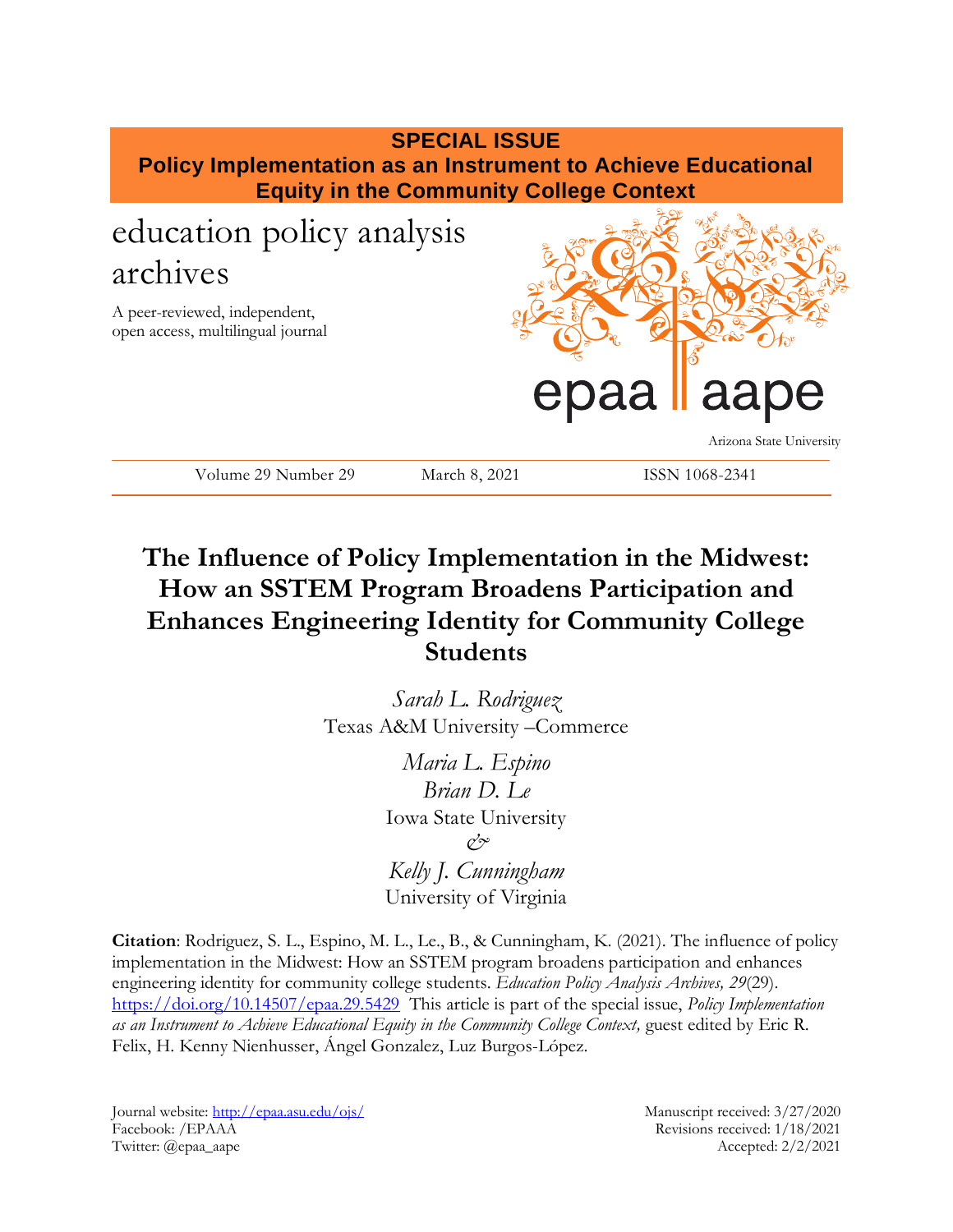**SPECIAL ISSUE**
**Policy Implementation as an Instrument to Achieve Educational Equity in the Community College Context**

education policy analysis archives

A peer-reviewed, independent, open access, multilingual journal

epaa aape

Arizona State University

Volume 29 Number 29 March 8, 2021 ISSN 1068-2341

# The Influence of Policy Implementation in the Midwest: How an SSTEM Program Broadens Participation and Enhances Engineering Identity for Community College Students

*Sarah L. Rodriguez*
Texas A&M University –Commerce

*Maria L. Espino*
*Brian D. Le*
Iowa State University
*&*
*Kelly J. Cunningham*
University of Virginia

**Citation**: Rodriguez, S. L., Espino, M. L., Le., B., & Cunningham, K. (2021). The influence of policy implementation in the Midwest: How an SSTEM program broadens participation and enhances engineering identity for community college students. *Education Policy Analysis Archives, 29*(29). https://doi.org/10.14507/epaa.29.5429 This article is part of the special issue, *Policy Implementation as an Instrument to Achieve Educational Equity in the Community College Context,* guest edited by Eric R. Felix, H. Kenny Nienhusser, Ángel Gonzalez, Luz Burgos-López.

Journal website: http://epaa.asu.edu/ojs/
Facebook: /EPAAA
Twitter: @epaa_aape

Manuscript received: 3/27/2020
Revisions received: 1/18/2021
Accepted: 2/2/2021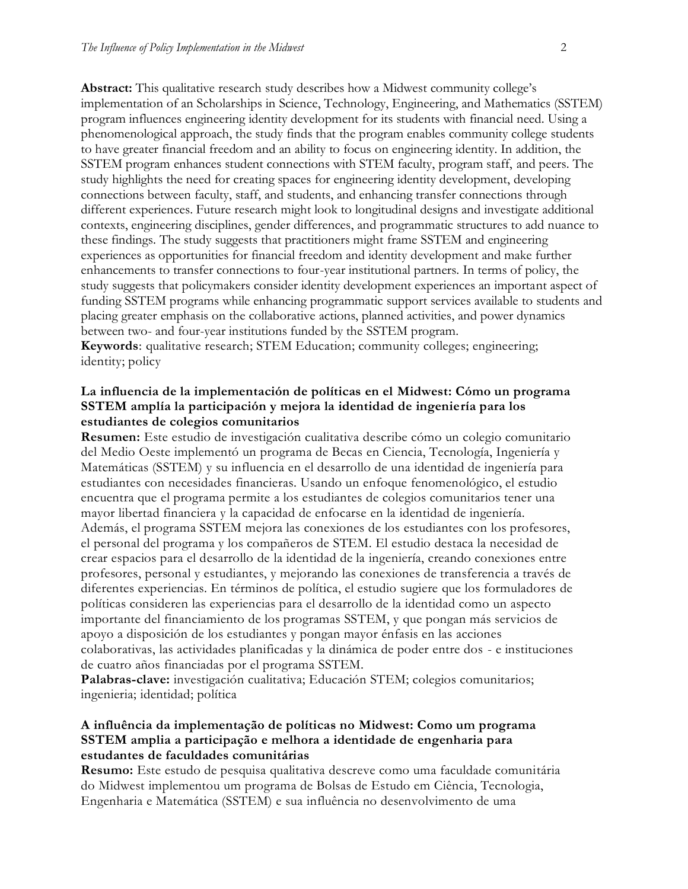**Abstract:** This qualitative research study describes how a Midwest community college's implementation of an Scholarships in Science, Technology, Engineering, and Mathematics (SSTEM) program influences engineering identity development for its students with financial need. Using a phenomenological approach, the study finds that the program enables community college students to have greater financial freedom and an ability to focus on engineering identity. In addition, the SSTEM program enhances student connections with STEM faculty, program staff, and peers. The study highlights the need for creating spaces for engineering identity development, developing connections between faculty, staff, and students, and enhancing transfer connections through different experiences. Future research might look to longitudinal designs and investigate additional contexts, engineering disciplines, gender differences, and programmatic structures to add nuance to these findings. The study suggests that practitioners might frame SSTEM and engineering experiences as opportunities for financial freedom and identity development and make further enhancements to transfer connections to four-year institutional partners. In terms of policy, the study suggests that policymakers consider identity development experiences an important aspect of funding SSTEM programs while enhancing programmatic support services available to students and placing greater emphasis on the collaborative actions, planned activities, and power dynamics between two- and four-year institutions funded by the SSTEM program.
**Keywords**: qualitative research; STEM Education; community colleges; engineering; identity; policy

**La influencia de la implementación de políticas en el Midwest: Cómo un programa SSTEM amplía la participación y mejora la identidad de ingeniería para los estudiantes de colegios comunitarios**
**Resumen:** Este estudio de investigación cualitativa describe cómo un colegio comunitario del Medio Oeste implementó un programa de Becas en Ciencia, Tecnología, Ingeniería y Matemáticas (SSTEM) y su influencia en el desarrollo de una identidad de ingeniería para estudiantes con necesidades financieras. Usando un enfoque fenomenológico, el estudio encuentra que el programa permite a los estudiantes de colegios comunitarios tener una mayor libertad financiera y la capacidad de enfocarse en la identidad de ingeniería. Además, el programa SSTEM mejora las conexiones de los estudiantes con los profesores, el personal del programa y los compañeros de STEM. El estudio destaca la necesidad de crear espacios para el desarrollo de la identidad de la ingeniería, creando conexiones entre profesores, personal y estudiantes, y mejorando las conexiones de transferencia a través de diferentes experiencias. En términos de política, el estudio sugiere que los formuladores de políticas consideren las experiencias para el desarrollo de la identidad como un aspecto importante del financiamiento de los programas SSTEM, y que pongan más servicios de apoyo a disposición de los estudiantes y pongan mayor énfasis en las acciones colaborativas, las actividades planificadas y la dinámica de poder entre dos - e instituciones de cuatro años financiadas por el programa SSTEM.
**Palabras-clave:** investigación cualitativa; Educación STEM; colegios comunitarios; ingenieria; identidad; política

**A influência da implementação de políticas no Midwest: Como um programa SSTEM amplia a participação e melhora a identidade de engenharia para estudantes de faculdades comunitárias**
**Resumo:** Este estudo de pesquisa qualitativa descreve como uma faculdade comunitária do Midwest implementou um programa de Bolsas de Estudo em Ciência, Tecnologia, Engenharia e Matemática (SSTEM) e sua influência no desenvolvimento de uma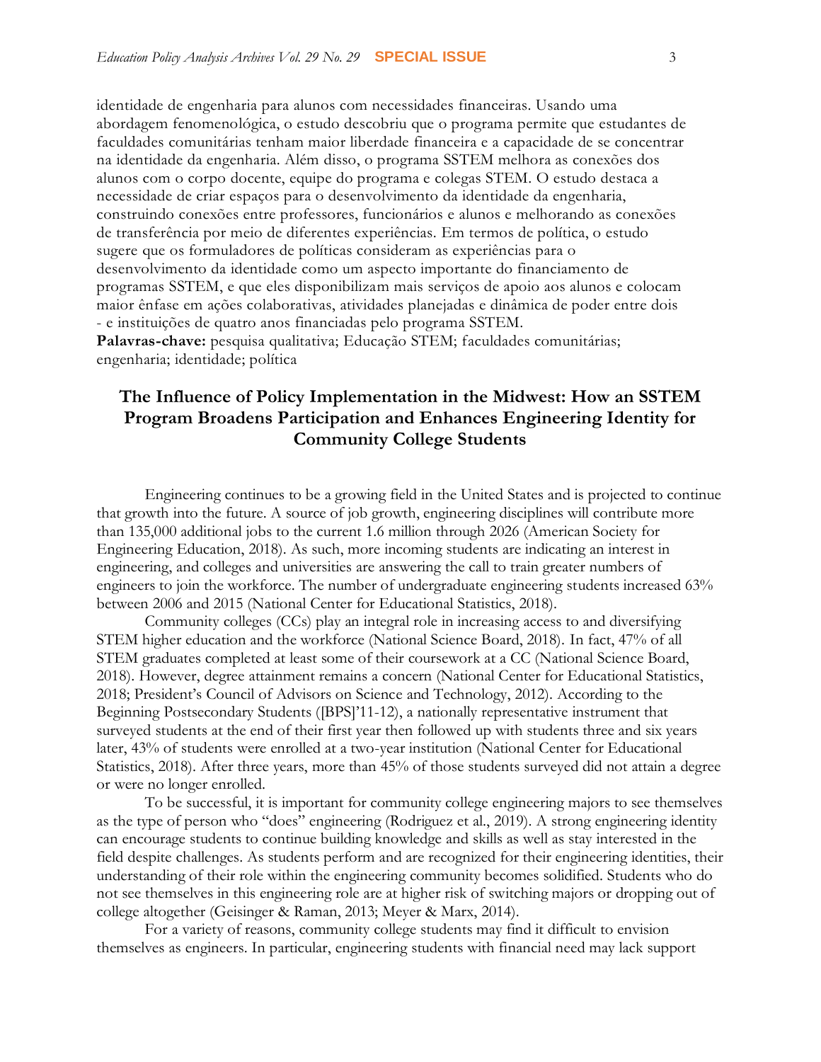identidade de engenharia para alunos com necessidades financeiras. Usando uma abordagem fenomenológica, o estudo descobriu que o programa permite que estudantes de faculdades comunitárias tenham maior liberdade financeira e a capacidade de se concentrar na identidade da engenharia. Além disso, o programa SSTEM melhora as conexões dos alunos com o corpo docente, equipe do programa e colegas STEM. O estudo destaca a necessidade de criar espaços para o desenvolvimento da identidade da engenharia, construindo conexões entre professores, funcionários e alunos e melhorando as conexões de transferência por meio de diferentes experiências. Em termos de política, o estudo sugere que os formuladores de políticas consideram as experiências para o desenvolvimento da identidade como um aspecto importante do financiamento de programas SSTEM, e que eles disponibilizam mais serviços de apoio aos alunos e colocam maior ênfase em ações colaborativas, atividades planejadas e dinâmica de poder entre dois - e instituições de quatro anos financiadas pelo programa SSTEM.
**Palavras-chave:** pesquisa qualitativa; Educação STEM; faculdades comunitárias; engenharia; identidade; política

## The Influence of Policy Implementation in the Midwest: How an SSTEM Program Broadens Participation and Enhances Engineering Identity for Community College Students

Engineering continues to be a growing field in the United States and is projected to continue that growth into the future. A source of job growth, engineering disciplines will contribute more than 135,000 additional jobs to the current 1.6 million through 2026 (American Society for Engineering Education, 2018). As such, more incoming students are indicating an interest in engineering, and colleges and universities are answering the call to train greater numbers of engineers to join the workforce. The number of undergraduate engineering students increased 63% between 2006 and 2015 (National Center for Educational Statistics, 2018).

Community colleges (CCs) play an integral role in increasing access to and diversifying STEM higher education and the workforce (National Science Board, 2018). In fact, 47% of all STEM graduates completed at least some of their coursework at a CC (National Science Board, 2018). However, degree attainment remains a concern (National Center for Educational Statistics, 2018; President's Council of Advisors on Science and Technology, 2012). According to the Beginning Postsecondary Students ([BPS]'11-12), a nationally representative instrument that surveyed students at the end of their first year then followed up with students three and six years later, 43% of students were enrolled at a two-year institution (National Center for Educational Statistics, 2018). After three years, more than 45% of those students surveyed did not attain a degree or were no longer enrolled.

To be successful, it is important for community college engineering majors to see themselves as the type of person who "does" engineering (Rodriguez et al., 2019). A strong engineering identity can encourage students to continue building knowledge and skills as well as stay interested in the field despite challenges. As students perform and are recognized for their engineering identities, their understanding of their role within the engineering community becomes solidified. Students who do not see themselves in this engineering role are at higher risk of switching majors or dropping out of college altogether (Geisinger & Raman, 2013; Meyer & Marx, 2014).

For a variety of reasons, community college students may find it difficult to envision themselves as engineers. In particular, engineering students with financial need may lack support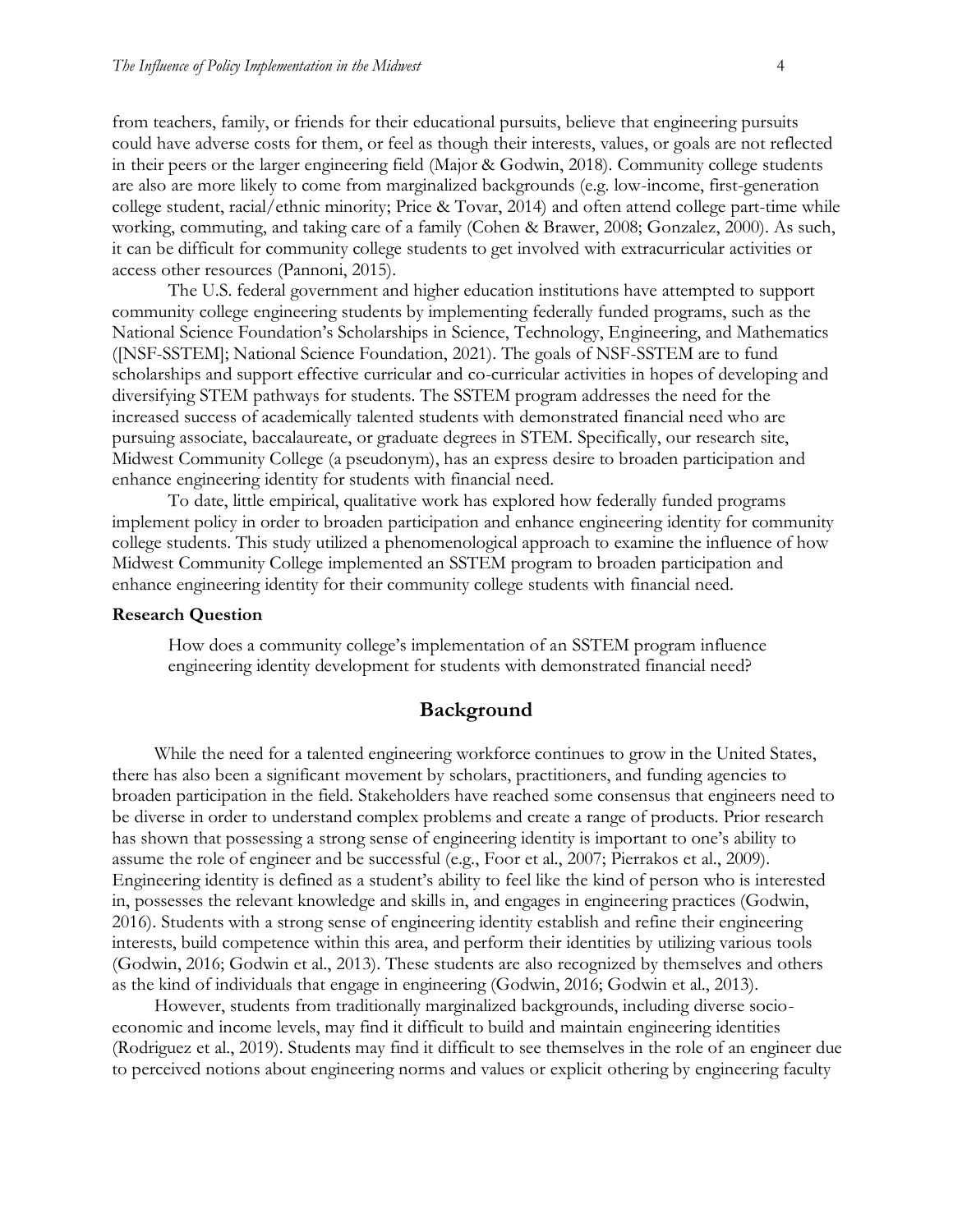from teachers, family, or friends for their educational pursuits, believe that engineering pursuits could have adverse costs for them, or feel as though their interests, values, or goals are not reflected in their peers or the larger engineering field (Major & Godwin, 2018). Community college students are also are more likely to come from marginalized backgrounds (e.g. low-income, first-generation college student, racial/ethnic minority; Price & Tovar, 2014) and often attend college part-time while working, commuting, and taking care of a family (Cohen & Brawer, 2008; Gonzalez, 2000). As such, it can be difficult for community college students to get involved with extracurricular activities or access other resources (Pannoni, 2015).

The U.S. federal government and higher education institutions have attempted to support community college engineering students by implementing federally funded programs, such as the National Science Foundation's Scholarships in Science, Technology, Engineering, and Mathematics ([NSF-SSTEM]; National Science Foundation, 2021). The goals of NSF-SSTEM are to fund scholarships and support effective curricular and co-curricular activities in hopes of developing and diversifying STEM pathways for students. The SSTEM program addresses the need for the increased success of academically talented students with demonstrated financial need who are pursuing associate, baccalaureate, or graduate degrees in STEM. Specifically, our research site, Midwest Community College (a pseudonym), has an express desire to broaden participation and enhance engineering identity for students with financial need.

To date, little empirical, qualitative work has explored how federally funded programs implement policy in order to broaden participation and enhance engineering identity for community college students. This study utilized a phenomenological approach to examine the influence of how Midwest Community College implemented an SSTEM program to broaden participation and enhance engineering identity for their community college students with financial need.

### Research Question

How does a community college's implementation of an SSTEM program influence engineering identity development for students with demonstrated financial need?

## Background

While the need for a talented engineering workforce continues to grow in the United States, there has also been a significant movement by scholars, practitioners, and funding agencies to broaden participation in the field. Stakeholders have reached some consensus that engineers need to be diverse in order to understand complex problems and create a range of products. Prior research has shown that possessing a strong sense of engineering identity is important to one's ability to assume the role of engineer and be successful (e.g., Foor et al., 2007; Pierrakos et al., 2009). Engineering identity is defined as a student's ability to feel like the kind of person who is interested in, possesses the relevant knowledge and skills in, and engages in engineering practices (Godwin, 2016). Students with a strong sense of engineering identity establish and refine their engineering interests, build competence within this area, and perform their identities by utilizing various tools (Godwin, 2016; Godwin et al., 2013). These students are also recognized by themselves and others as the kind of individuals that engage in engineering (Godwin, 2016; Godwin et al., 2013).

However, students from traditionally marginalized backgrounds, including diverse socio-economic and income levels, may find it difficult to build and maintain engineering identities (Rodriguez et al., 2019). Students may find it difficult to see themselves in the role of an engineer due to perceived notions about engineering norms and values or explicit othering by engineering faculty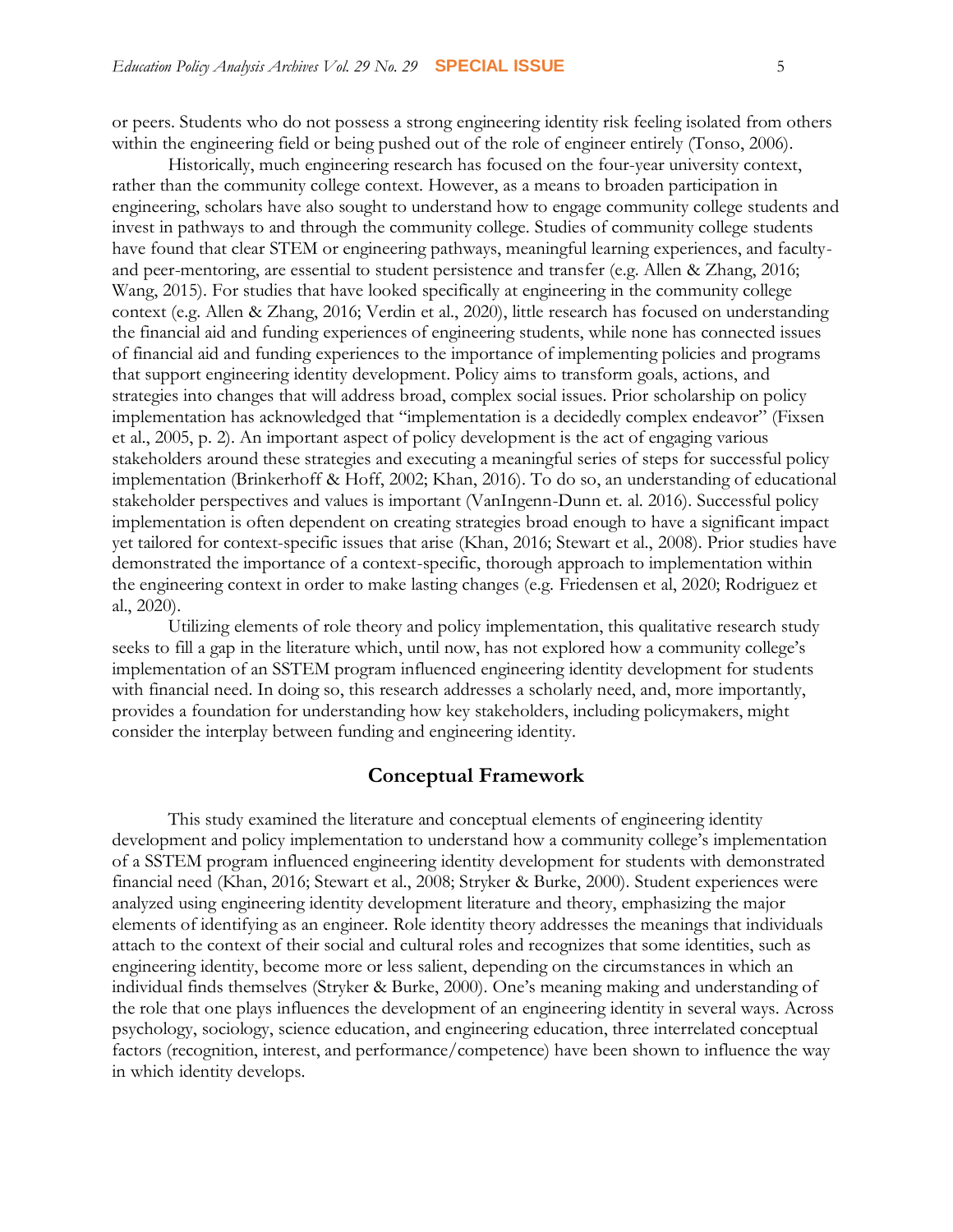or peers. Students who do not possess a strong engineering identity risk feeling isolated from others within the engineering field or being pushed out of the role of engineer entirely (Tonso, 2006).

Historically, much engineering research has focused on the four-year university context, rather than the community college context. However, as a means to broaden participation in engineering, scholars have also sought to understand how to engage community college students and invest in pathways to and through the community college. Studies of community college students have found that clear STEM or engineering pathways, meaningful learning experiences, and faculty- and peer-mentoring, are essential to student persistence and transfer (e.g. Allen & Zhang, 2016; Wang, 2015). For studies that have looked specifically at engineering in the community college context (e.g. Allen & Zhang, 2016; Verdin et al., 2020), little research has focused on understanding the financial aid and funding experiences of engineering students, while none has connected issues of financial aid and funding experiences to the importance of implementing policies and programs that support engineering identity development. Policy aims to transform goals, actions, and strategies into changes that will address broad, complex social issues. Prior scholarship on policy implementation has acknowledged that "implementation is a decidedly complex endeavor" (Fixsen et al., 2005, p. 2). An important aspect of policy development is the act of engaging various stakeholders around these strategies and executing a meaningful series of steps for successful policy implementation (Brinkerhoff & Hoff, 2002; Khan, 2016). To do so, an understanding of educational stakeholder perspectives and values is important (VanIngenn-Dunn et. al. 2016). Successful policy implementation is often dependent on creating strategies broad enough to have a significant impact yet tailored for context-specific issues that arise (Khan, 2016; Stewart et al., 2008). Prior studies have demonstrated the importance of a context-specific, thorough approach to implementation within the engineering context in order to make lasting changes (e.g. Friedensen et al, 2020; Rodriguez et al., 2020).

Utilizing elements of role theory and policy implementation, this qualitative research study seeks to fill a gap in the literature which, until now, has not explored how a community college's implementation of an SSTEM program influenced engineering identity development for students with financial need. In doing so, this research addresses a scholarly need, and, more importantly, provides a foundation for understanding how key stakeholders, including policymakers, might consider the interplay between funding and engineering identity.

## Conceptual Framework

This study examined the literature and conceptual elements of engineering identity development and policy implementation to understand how a community college's implementation of a SSTEM program influenced engineering identity development for students with demonstrated financial need (Khan, 2016; Stewart et al., 2008; Stryker & Burke, 2000). Student experiences were analyzed using engineering identity development literature and theory, emphasizing the major elements of identifying as an engineer. Role identity theory addresses the meanings that individuals attach to the context of their social and cultural roles and recognizes that some identities, such as engineering identity, become more or less salient, depending on the circumstances in which an individual finds themselves (Stryker & Burke, 2000). One's meaning making and understanding of the role that one plays influences the development of an engineering identity in several ways. Across psychology, sociology, science education, and engineering education, three interrelated conceptual factors (recognition, interest, and performance/competence) have been shown to influence the way in which identity develops.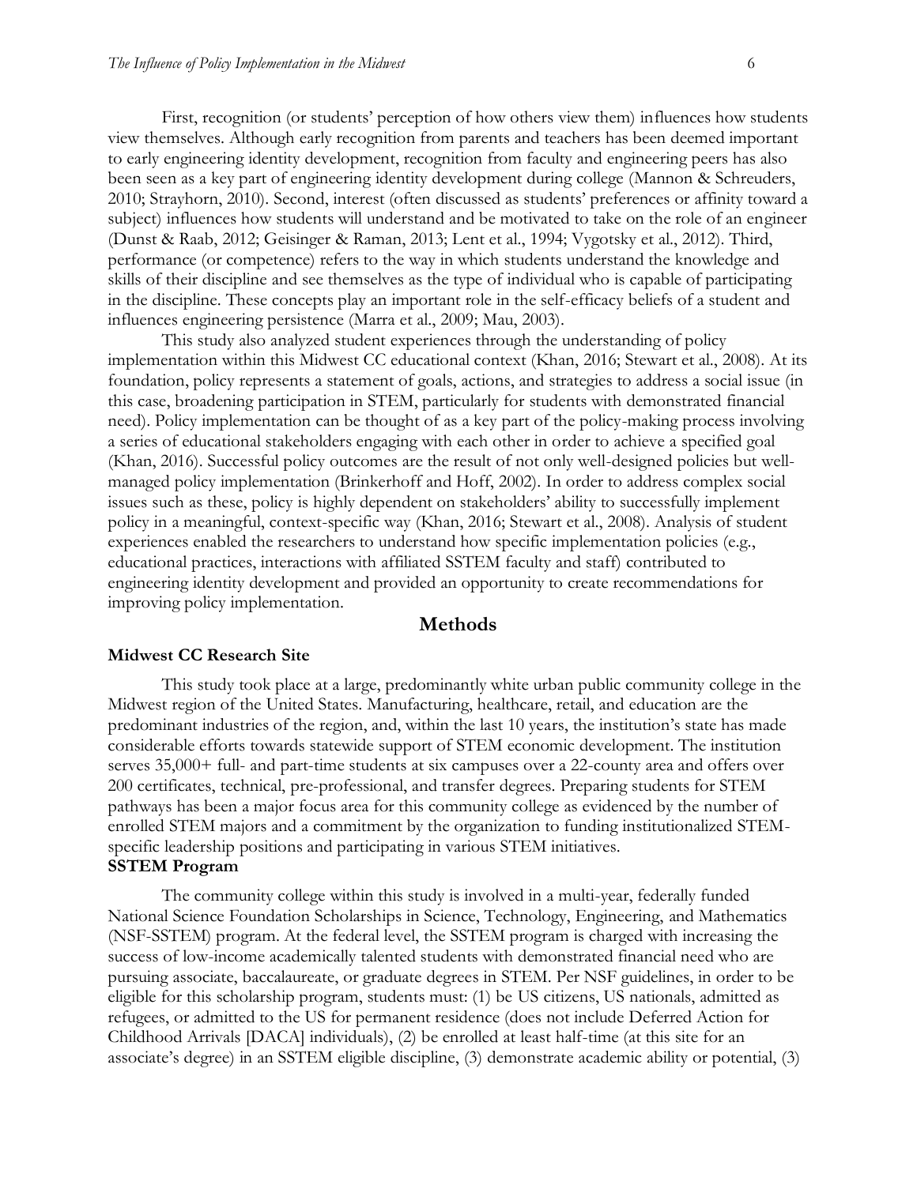First, recognition (or students' perception of how others view them) influences how students view themselves. Although early recognition from parents and teachers has been deemed important to early engineering identity development, recognition from faculty and engineering peers has also been seen as a key part of engineering identity development during college (Mannon & Schreuders, 2010; Strayhorn, 2010). Second, interest (often discussed as students' preferences or affinity toward a subject) influences how students will understand and be motivated to take on the role of an engineer (Dunst & Raab, 2012; Geisinger & Raman, 2013; Lent et al., 1994; Vygotsky et al., 2012). Third, performance (or competence) refers to the way in which students understand the knowledge and skills of their discipline and see themselves as the type of individual who is capable of participating in the discipline. These concepts play an important role in the self-efficacy beliefs of a student and influences engineering persistence (Marra et al., 2009; Mau, 2003).

This study also analyzed student experiences through the understanding of policy implementation within this Midwest CC educational context (Khan, 2016; Stewart et al., 2008). At its foundation, policy represents a statement of goals, actions, and strategies to address a social issue (in this case, broadening participation in STEM, particularly for students with demonstrated financial need). Policy implementation can be thought of as a key part of the policy-making process involving a series of educational stakeholders engaging with each other in order to achieve a specified goal (Khan, 2016). Successful policy outcomes are the result of not only well-designed policies but well-managed policy implementation (Brinkerhoff and Hoff, 2002). In order to address complex social issues such as these, policy is highly dependent on stakeholders' ability to successfully implement policy in a meaningful, context-specific way (Khan, 2016; Stewart et al., 2008). Analysis of student experiences enabled the researchers to understand how specific implementation policies (e.g., educational practices, interactions with affiliated SSTEM faculty and staff) contributed to engineering identity development and provided an opportunity to create recommendations for improving policy implementation.

## Methods

### Midwest CC Research Site

This study took place at a large, predominantly white urban public community college in the Midwest region of the United States. Manufacturing, healthcare, retail, and education are the predominant industries of the region, and, within the last 10 years, the institution's state has made considerable efforts towards statewide support of STEM economic development. The institution serves 35,000+ full- and part-time students at six campuses over a 22-county area and offers over 200 certificates, technical, pre-professional, and transfer degrees. Preparing students for STEM pathways has been a major focus area for this community college as evidenced by the number of enrolled STEM majors and a commitment by the organization to funding institutionalized STEM-specific leadership positions and participating in various STEM initiatives.

### SSTEM Program

The community college within this study is involved in a multi-year, federally funded National Science Foundation Scholarships in Science, Technology, Engineering, and Mathematics (NSF-SSTEM) program. At the federal level, the SSTEM program is charged with increasing the success of low-income academically talented students with demonstrated financial need who are pursuing associate, baccalaureate, or graduate degrees in STEM. Per NSF guidelines, in order to be eligible for this scholarship program, students must: (1) be US citizens, US nationals, admitted as refugees, or admitted to the US for permanent residence (does not include Deferred Action for Childhood Arrivals [DACA] individuals), (2) be enrolled at least half-time (at this site for an associate's degree) in an SSTEM eligible discipline, (3) demonstrate academic ability or potential, (3)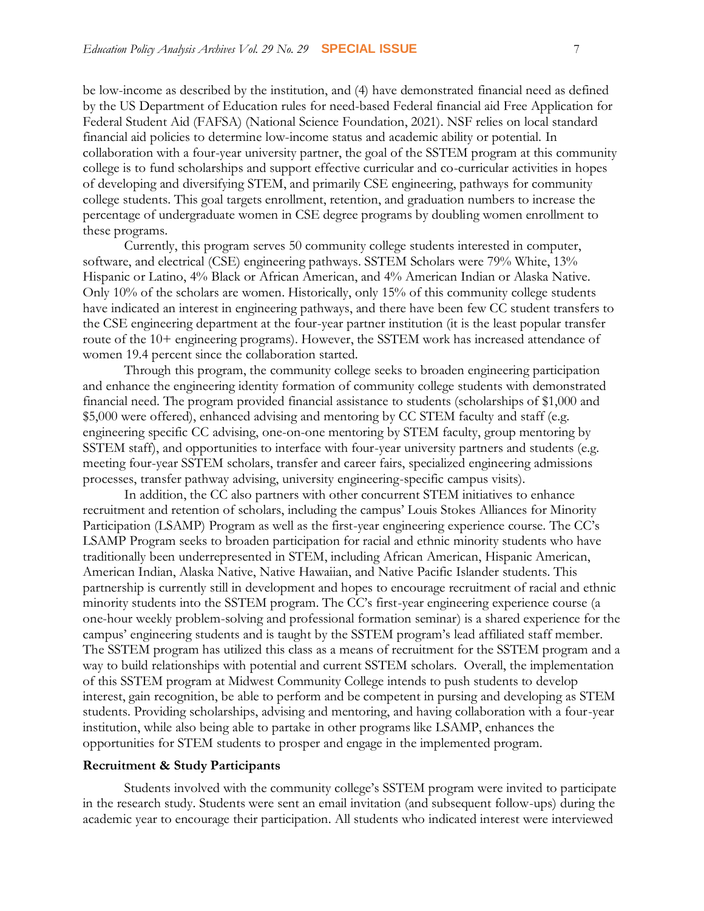be low-income as described by the institution, and (4) have demonstrated financial need as defined by the US Department of Education rules for need-based Federal financial aid Free Application for Federal Student Aid (FAFSA) (National Science Foundation, 2021). NSF relies on local standard financial aid policies to determine low-income status and academic ability or potential. In collaboration with a four-year university partner, the goal of the SSTEM program at this community college is to fund scholarships and support effective curricular and co-curricular activities in hopes of developing and diversifying STEM, and primarily CSE engineering, pathways for community college students. This goal targets enrollment, retention, and graduation numbers to increase the percentage of undergraduate women in CSE degree programs by doubling women enrollment to these programs.

Currently, this program serves 50 community college students interested in computer, software, and electrical (CSE) engineering pathways. SSTEM Scholars were 79% White, 13% Hispanic or Latino, 4% Black or African American, and 4% American Indian or Alaska Native. Only 10% of the scholars are women. Historically, only 15% of this community college students have indicated an interest in engineering pathways, and there have been few CC student transfers to the CSE engineering department at the four-year partner institution (it is the least popular transfer route of the 10+ engineering programs). However, the SSTEM work has increased attendance of women 19.4 percent since the collaboration started.

Through this program, the community college seeks to broaden engineering participation and enhance the engineering identity formation of community college students with demonstrated financial need. The program provided financial assistance to students (scholarships of $1,000 and $5,000 were offered), enhanced advising and mentoring by CC STEM faculty and staff (e.g. engineering specific CC advising, one-on-one mentoring by STEM faculty, group mentoring by SSTEM staff), and opportunities to interface with four-year university partners and students (e.g. meeting four-year SSTEM scholars, transfer and career fairs, specialized engineering admissions processes, transfer pathway advising, university engineering-specific campus visits).

In addition, the CC also partners with other concurrent STEM initiatives to enhance recruitment and retention of scholars, including the campus' Louis Stokes Alliances for Minority Participation (LSAMP) Program as well as the first-year engineering experience course. The CC's LSAMP Program seeks to broaden participation for racial and ethnic minority students who have traditionally been underrepresented in STEM, including African American, Hispanic American, American Indian, Alaska Native, Native Hawaiian, and Native Pacific Islander students. This partnership is currently still in development and hopes to encourage recruitment of racial and ethnic minority students into the SSTEM program. The CC's first-year engineering experience course (a one-hour weekly problem-solving and professional formation seminar) is a shared experience for the campus' engineering students and is taught by the SSTEM program's lead affiliated staff member. The SSTEM program has utilized this class as a means of recruitment for the SSTEM program and a way to build relationships with potential and current SSTEM scholars. Overall, the implementation of this SSTEM program at Midwest Community College intends to push students to develop interest, gain recognition, be able to perform and be competent in pursing and developing as STEM students. Providing scholarships, advising and mentoring, and having collaboration with a four-year institution, while also being able to partake in other programs like LSAMP, enhances the opportunities for STEM students to prosper and engage in the implemented program.

**Recruitment & Study Participants**

Students involved with the community college's SSTEM program were invited to participate in the research study. Students were sent an email invitation (and subsequent follow-ups) during the academic year to encourage their participation. All students who indicated interest were interviewed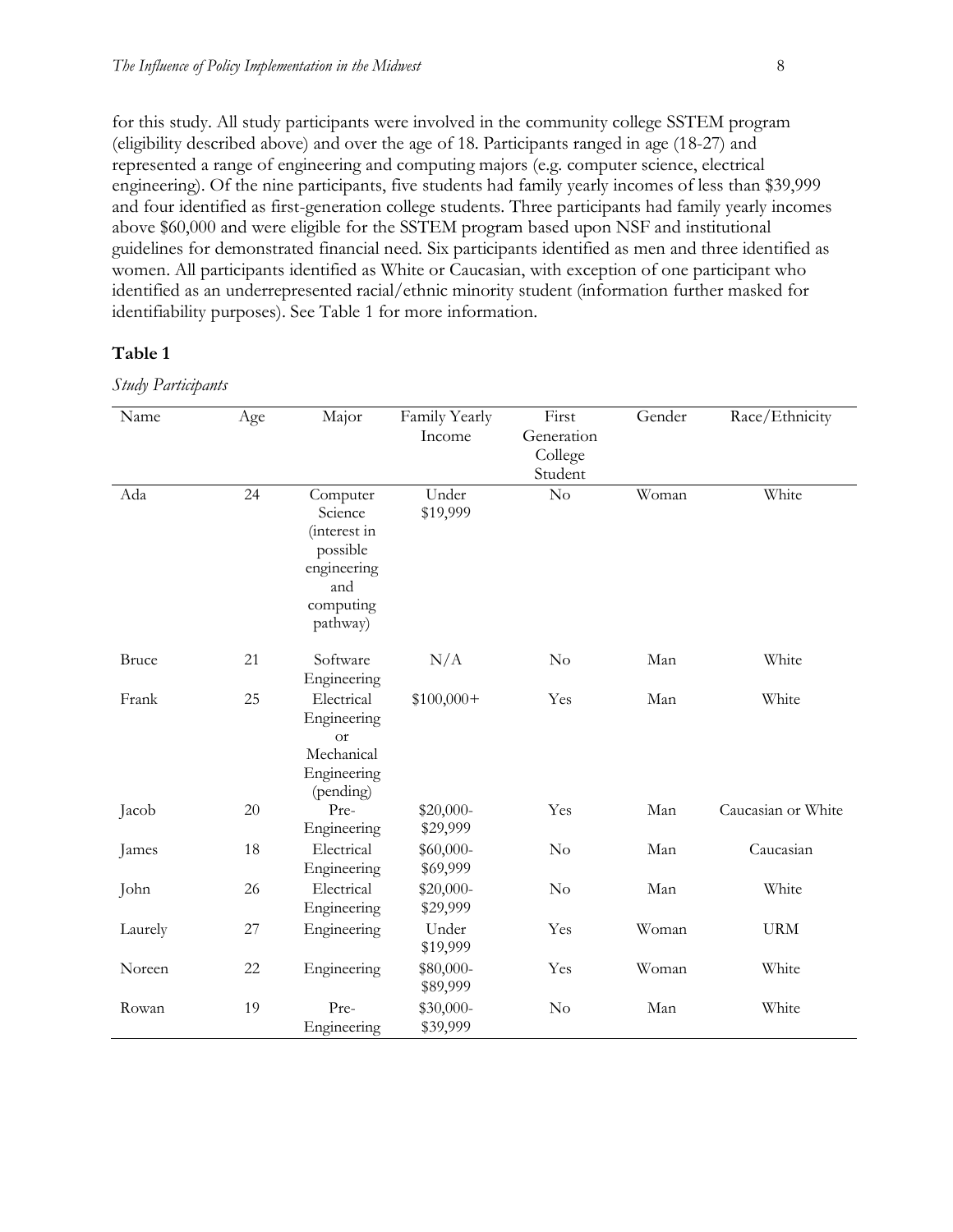for this study. All study participants were involved in the community college SSTEM program (eligibility described above) and over the age of 18. Participants ranged in age (18-27) and represented a range of engineering and computing majors (e.g. computer science, electrical engineering). Of the nine participants, five students had family yearly incomes of less than $39,999 and four identified as first-generation college students. Three participants had family yearly incomes above $60,000 and were eligible for the SSTEM program based upon NSF and institutional guidelines for demonstrated financial need. Six participants identified as men and three identified as women. All participants identified as White or Caucasian, with exception of one participant who identified as an underrepresented racial/ethnic minority student (information further masked for identifiability purposes). See Table 1 for more information.

**Table 1**

*Study Participants*

| Name | Age | Major | Family Yearly Income | First Generation College Student | Gender | Race/Ethnicity |
|---|---|---|---|---|---|---|
| Ada | 24 | Computer Science (interest in possible engineering and computing pathway) | Under $19,999 | No | Woman | White |
| Bruce | 21 | Software Engineering | N/A | No | Man | White |
| Frank | 25 | Electrical Engineering or Mechanical Engineering (pending) | $100,000+ | Yes | Man | White |
| Jacob | 20 | Pre-Engineering | $20,000-$29,999 | Yes | Man | Caucasian or White |
| James | 18 | Electrical Engineering | $60,000-$69,999 | No | Man | Caucasian |
| John | 26 | Electrical Engineering | $20,000-$29,999 | No | Man | White |
| Laurely | 27 | Engineering | Under $19,999 | Yes | Woman | URM |
| Noreen | 22 | Engineering | $80,000-$89,999 | Yes | Woman | White |
| Rowan | 19 | Pre-Engineering | $30,000-$39,999 | No | Man | White |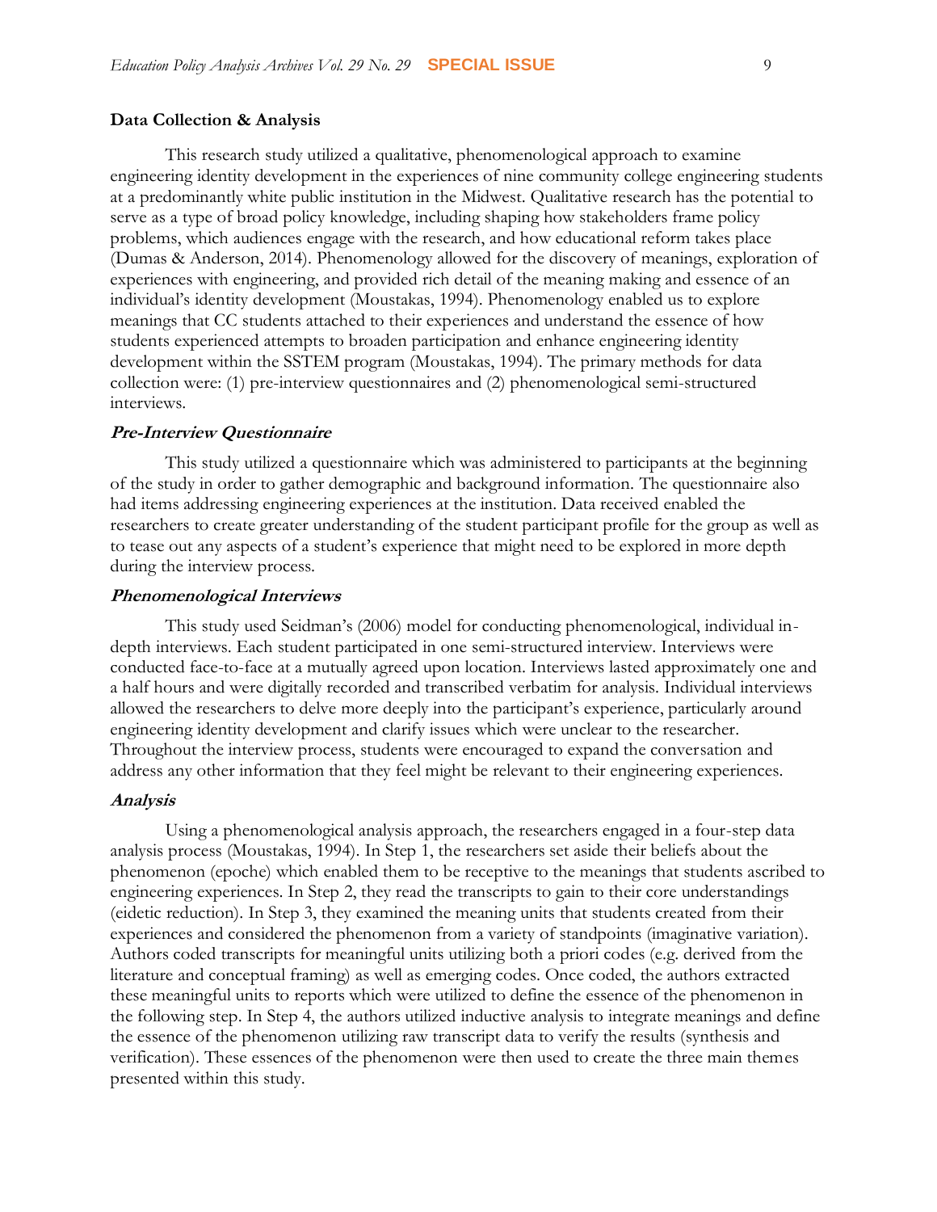## Data Collection & Analysis

This research study utilized a qualitative, phenomenological approach to examine engineering identity development in the experiences of nine community college engineering students at a predominantly white public institution in the Midwest. Qualitative research has the potential to serve as a type of broad policy knowledge, including shaping how stakeholders frame policy problems, which audiences engage with the research, and how educational reform takes place (Dumas & Anderson, 2014). Phenomenology allowed for the discovery of meanings, exploration of experiences with engineering, and provided rich detail of the meaning making and essence of an individual's identity development (Moustakas, 1994). Phenomenology enabled us to explore meanings that CC students attached to their experiences and understand the essence of how students experienced attempts to broaden participation and enhance engineering identity development within the SSTEM program (Moustakas, 1994). The primary methods for data collection were: (1) pre-interview questionnaires and (2) phenomenological semi-structured interviews.

### *Pre-Interview Questionnaire*

This study utilized a questionnaire which was administered to participants at the beginning of the study in order to gather demographic and background information. The questionnaire also had items addressing engineering experiences at the institution. Data received enabled the researchers to create greater understanding of the student participant profile for the group as well as to tease out any aspects of a student's experience that might need to be explored in more depth during the interview process.

### *Phenomenological Interviews*

This study used Seidman's (2006) model for conducting phenomenological, individual in-depth interviews. Each student participated in one semi-structured interview. Interviews were conducted face-to-face at a mutually agreed upon location. Interviews lasted approximately one and a half hours and were digitally recorded and transcribed verbatim for analysis. Individual interviews allowed the researchers to delve more deeply into the participant's experience, particularly around engineering identity development and clarify issues which were unclear to the researcher. Throughout the interview process, students were encouraged to expand the conversation and address any other information that they feel might be relevant to their engineering experiences.

### *Analysis*

Using a phenomenological analysis approach, the researchers engaged in a four-step data analysis process (Moustakas, 1994). In Step 1, the researchers set aside their beliefs about the phenomenon (epoche) which enabled them to be receptive to the meanings that students ascribed to engineering experiences. In Step 2, they read the transcripts to gain to their core understandings (eidetic reduction). In Step 3, they examined the meaning units that students created from their experiences and considered the phenomenon from a variety of standpoints (imaginative variation). Authors coded transcripts for meaningful units utilizing both a priori codes (e.g. derived from the literature and conceptual framing) as well as emerging codes. Once coded, the authors extracted these meaningful units to reports which were utilized to define the essence of the phenomenon in the following step. In Step 4, the authors utilized inductive analysis to integrate meanings and define the essence of the phenomenon utilizing raw transcript data to verify the results (synthesis and verification). These essences of the phenomenon were then used to create the three main themes presented within this study.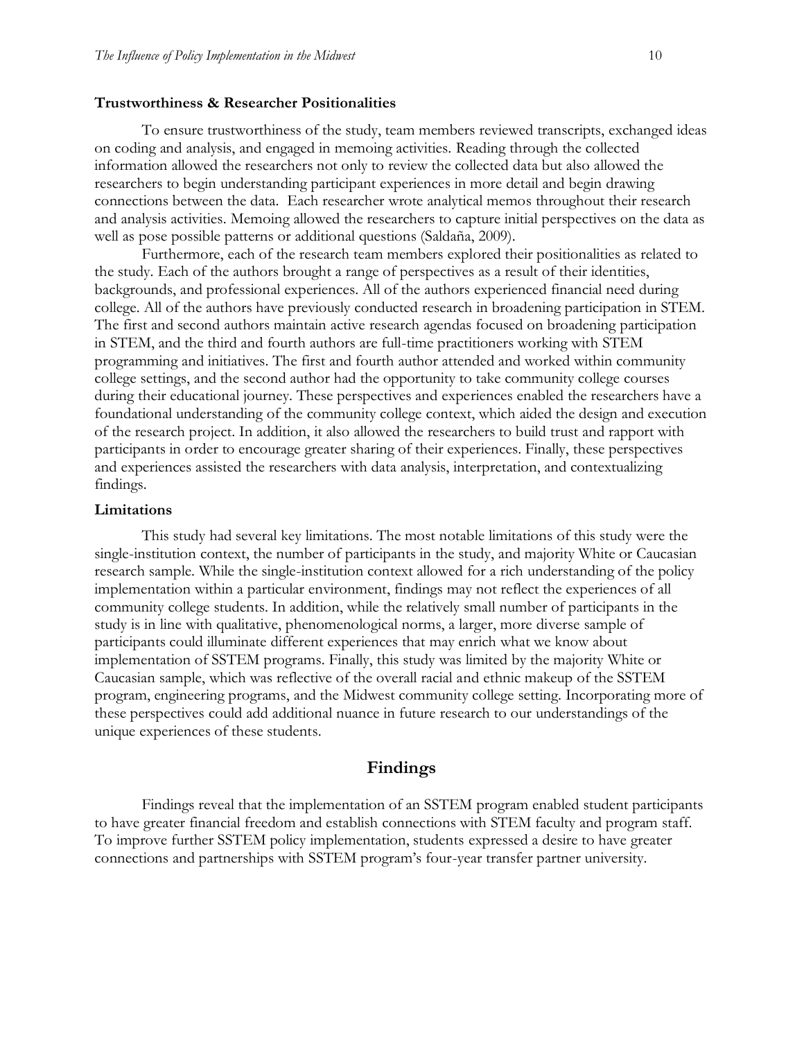### Trustworthiness & Researcher Positionalities

To ensure trustworthiness of the study, team members reviewed transcripts, exchanged ideas on coding and analysis, and engaged in memoing activities. Reading through the collected information allowed the researchers not only to review the collected data but also allowed the researchers to begin understanding participant experiences in more detail and begin drawing connections between the data. Each researcher wrote analytical memos throughout their research and analysis activities. Memoing allowed the researchers to capture initial perspectives on the data as well as pose possible patterns or additional questions (Saldaña, 2009).

Furthermore, each of the research team members explored their positionalities as related to the study. Each of the authors brought a range of perspectives as a result of their identities, backgrounds, and professional experiences. All of the authors experienced financial need during college. All of the authors have previously conducted research in broadening participation in STEM. The first and second authors maintain active research agendas focused on broadening participation in STEM, and the third and fourth authors are full-time practitioners working with STEM programming and initiatives. The first and fourth author attended and worked within community college settings, and the second author had the opportunity to take community college courses during their educational journey. These perspectives and experiences enabled the researchers have a foundational understanding of the community college context, which aided the design and execution of the research project. In addition, it also allowed the researchers to build trust and rapport with participants in order to encourage greater sharing of their experiences. Finally, these perspectives and experiences assisted the researchers with data analysis, interpretation, and contextualizing findings.

### Limitations

This study had several key limitations. The most notable limitations of this study were the single-institution context, the number of participants in the study, and majority White or Caucasian research sample. While the single-institution context allowed for a rich understanding of the policy implementation within a particular environment, findings may not reflect the experiences of all community college students. In addition, while the relatively small number of participants in the study is in line with qualitative, phenomenological norms, a larger, more diverse sample of participants could illuminate different experiences that may enrich what we know about implementation of SSTEM programs. Finally, this study was limited by the majority White or Caucasian sample, which was reflective of the overall racial and ethnic makeup of the SSTEM program, engineering programs, and the Midwest community college setting. Incorporating more of these perspectives could add additional nuance in future research to our understandings of the unique experiences of these students.

## Findings

Findings reveal that the implementation of an SSTEM program enabled student participants to have greater financial freedom and establish connections with STEM faculty and program staff. To improve further SSTEM policy implementation, students expressed a desire to have greater connections and partnerships with SSTEM program's four-year transfer partner university.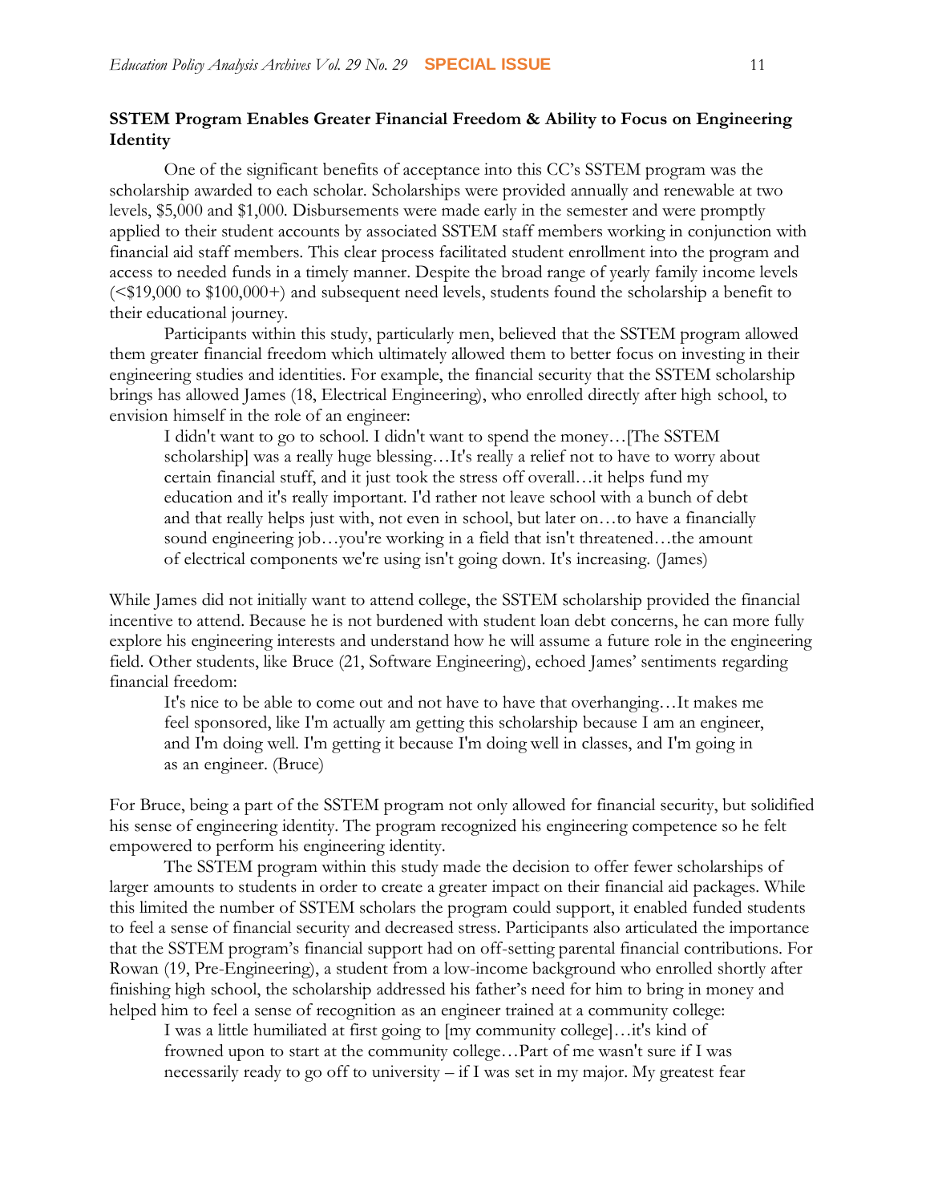**SSTEM Program Enables Greater Financial Freedom & Ability to Focus on Engineering Identity**

One of the significant benefits of acceptance into this CC's SSTEM program was the scholarship awarded to each scholar. Scholarships were provided annually and renewable at two levels, $5,000 and $1,000. Disbursements were made early in the semester and were promptly applied to their student accounts by associated SSTEM staff members working in conjunction with financial aid staff members. This clear process facilitated student enrollment into the program and access to needed funds in a timely manner. Despite the broad range of yearly family income levels (<$19,000 to $100,000+) and subsequent need levels, students found the scholarship a benefit to their educational journey.

Participants within this study, particularly men, believed that the SSTEM program allowed them greater financial freedom which ultimately allowed them to better focus on investing in their engineering studies and identities. For example, the financial security that the SSTEM scholarship brings has allowed James (18, Electrical Engineering), who enrolled directly after high school, to envision himself in the role of an engineer:

> I didn't want to go to school. I didn't want to spend the money…[The SSTEM scholarship] was a really huge blessing…It's really a relief not to have to worry about certain financial stuff, and it just took the stress off overall…it helps fund my education and it's really important. I'd rather not leave school with a bunch of debt and that really helps just with, not even in school, but later on…to have a financially sound engineering job…you're working in a field that isn't threatened…the amount of electrical components we're using isn't going down. It's increasing. (James)

While James did not initially want to attend college, the SSTEM scholarship provided the financial incentive to attend. Because he is not burdened with student loan debt concerns, he can more fully explore his engineering interests and understand how he will assume a future role in the engineering field. Other students, like Bruce (21, Software Engineering), echoed James' sentiments regarding financial freedom:

> It's nice to be able to come out and not have to have that overhanging…It makes me feel sponsored, like I'm actually am getting this scholarship because I am an engineer, and I'm doing well. I'm getting it because I'm doing well in classes, and I'm going in as an engineer. (Bruce)

For Bruce, being a part of the SSTEM program not only allowed for financial security, but solidified his sense of engineering identity. The program recognized his engineering competence so he felt empowered to perform his engineering identity.

The SSTEM program within this study made the decision to offer fewer scholarships of larger amounts to students in order to create a greater impact on their financial aid packages. While this limited the number of SSTEM scholars the program could support, it enabled funded students to feel a sense of financial security and decreased stress. Participants also articulated the importance that the SSTEM program's financial support had on off-setting parental financial contributions. For Rowan (19, Pre-Engineering), a student from a low-income background who enrolled shortly after finishing high school, the scholarship addressed his father's need for him to bring in money and helped him to feel a sense of recognition as an engineer trained at a community college:

> I was a little humiliated at first going to [my community college]…it's kind of frowned upon to start at the community college…Part of me wasn't sure if I was necessarily ready to go off to university – if I was set in my major. My greatest fear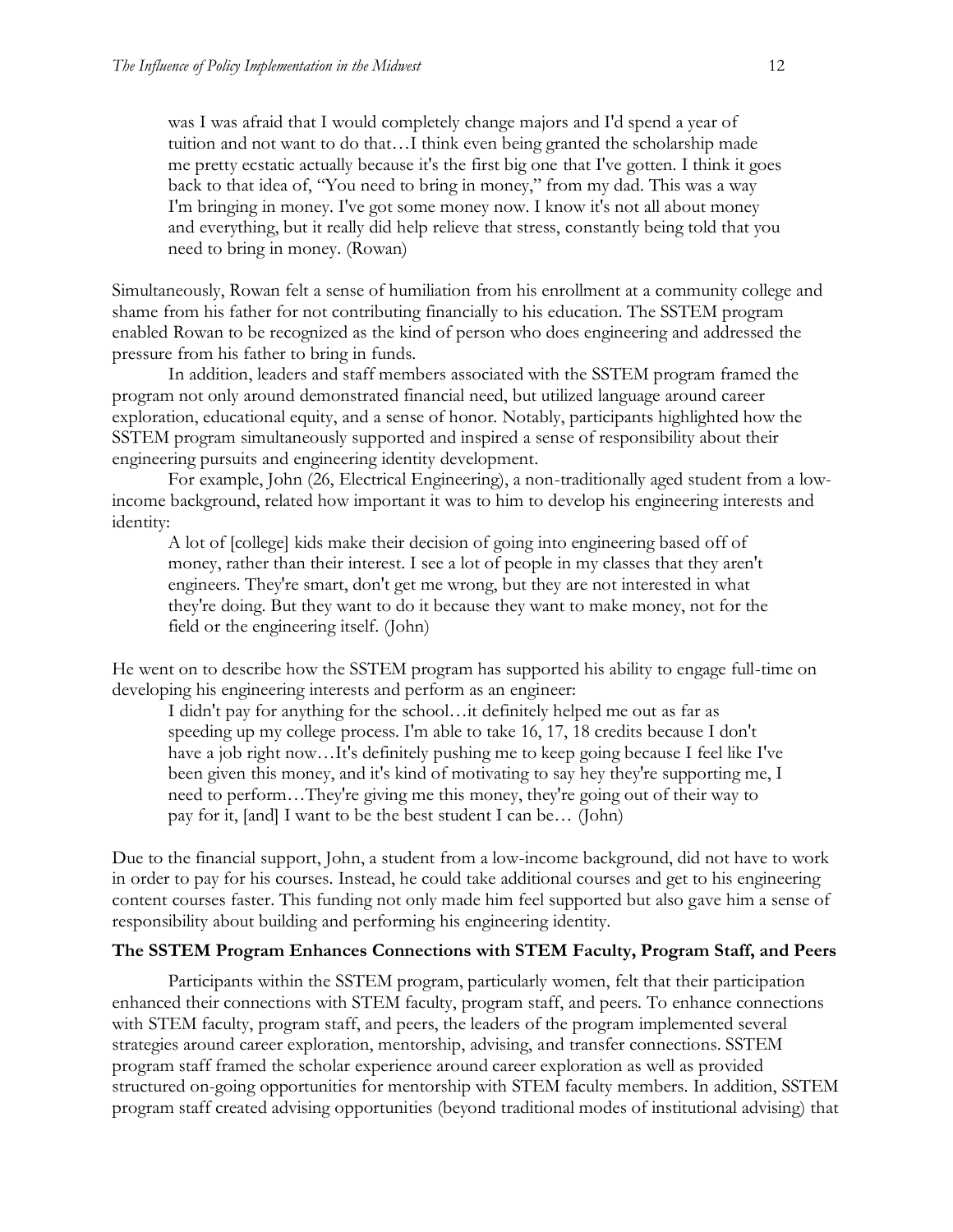> was I was afraid that I would completely change majors and I'd spend a year of tuition and not want to do that…I think even being granted the scholarship made me pretty ecstatic actually because it's the first big one that I've gotten. I think it goes back to that idea of, "You need to bring in money," from my dad. This was a way I'm bringing in money. I've got some money now. I know it's not all about money and everything, but it really did help relieve that stress, constantly being told that you need to bring in money. (Rowan)

Simultaneously, Rowan felt a sense of humiliation from his enrollment at a community college and shame from his father for not contributing financially to his education. The SSTEM program enabled Rowan to be recognized as the kind of person who does engineering and addressed the pressure from his father to bring in funds.

In addition, leaders and staff members associated with the SSTEM program framed the program not only around demonstrated financial need, but utilized language around career exploration, educational equity, and a sense of honor. Notably, participants highlighted how the SSTEM program simultaneously supported and inspired a sense of responsibility about their engineering pursuits and engineering identity development.

For example, John (26, Electrical Engineering), a non-traditionally aged student from a low-income background, related how important it was to him to develop his engineering interests and identity:

> A lot of [college] kids make their decision of going into engineering based off of money, rather than their interest. I see a lot of people in my classes that they aren't engineers. They're smart, don't get me wrong, but they are not interested in what they're doing. But they want to do it because they want to make money, not for the field or the engineering itself. (John)

He went on to describe how the SSTEM program has supported his ability to engage full-time on developing his engineering interests and perform as an engineer:

> I didn't pay for anything for the school…it definitely helped me out as far as speeding up my college process. I'm able to take 16, 17, 18 credits because I don't have a job right now…It's definitely pushing me to keep going because I feel like I've been given this money, and it's kind of motivating to say hey they're supporting me, I need to perform…They're giving me this money, they're going out of their way to pay for it, [and] I want to be the best student I can be… (John)

Due to the financial support, John, a student from a low-income background, did not have to work in order to pay for his courses. Instead, he could take additional courses and get to his engineering content courses faster. This funding not only made him feel supported but also gave him a sense of responsibility about building and performing his engineering identity.

### The SSTEM Program Enhances Connections with STEM Faculty, Program Staff, and Peers

Participants within the SSTEM program, particularly women, felt that their participation enhanced their connections with STEM faculty, program staff, and peers. To enhance connections with STEM faculty, program staff, and peers, the leaders of the program implemented several strategies around career exploration, mentorship, advising, and transfer connections. SSTEM program staff framed the scholar experience around career exploration as well as provided structured on-going opportunities for mentorship with STEM faculty members. In addition, SSTEM program staff created advising opportunities (beyond traditional modes of institutional advising) that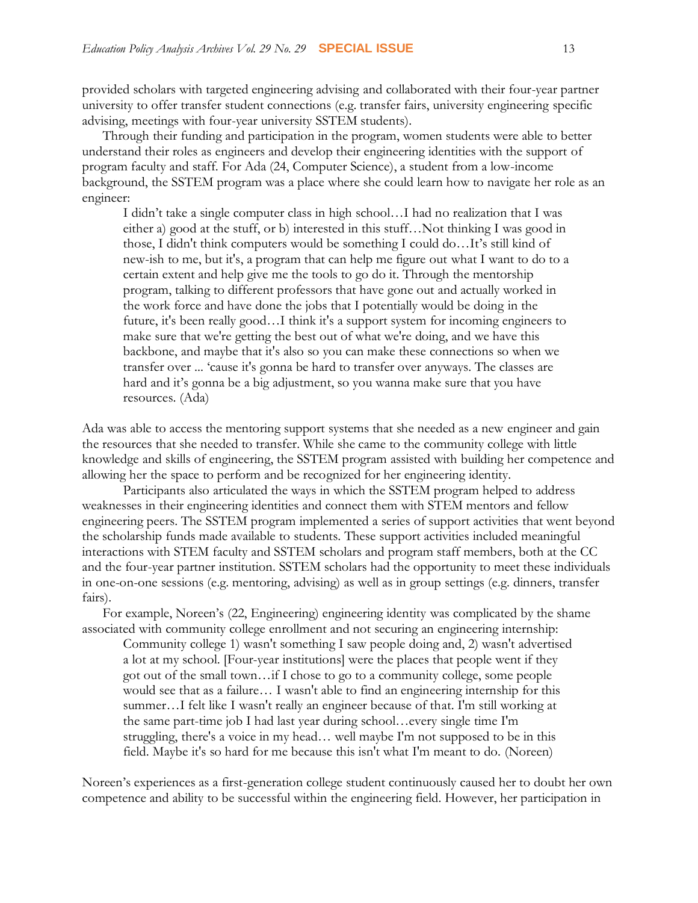provided scholars with targeted engineering advising and collaborated with their four-year partner university to offer transfer student connections (e.g. transfer fairs, university engineering specific advising, meetings with four-year university SSTEM students).

Through their funding and participation in the program, women students were able to better understand their roles as engineers and develop their engineering identities with the support of program faculty and staff. For Ada (24, Computer Science), a student from a low-income background, the SSTEM program was a place where she could learn how to navigate her role as an engineer:

> I didn't take a single computer class in high school…I had no realization that I was either a) good at the stuff, or b) interested in this stuff…Not thinking I was good in those, I didn't think computers would be something I could do…It's still kind of new-ish to me, but it's, a program that can help me figure out what I want to do to a certain extent and help give me the tools to go do it. Through the mentorship program, talking to different professors that have gone out and actually worked in the work force and have done the jobs that I potentially would be doing in the future, it's been really good…I think it's a support system for incoming engineers to make sure that we're getting the best out of what we're doing, and we have this backbone, and maybe that it's also so you can make these connections so when we transfer over ... 'cause it's gonna be hard to transfer over anyways. The classes are hard and it's gonna be a big adjustment, so you wanna make sure that you have resources. (Ada)

Ada was able to access the mentoring support systems that she needed as a new engineer and gain the resources that she needed to transfer. While she came to the community college with little knowledge and skills of engineering, the SSTEM program assisted with building her competence and allowing her the space to perform and be recognized for her engineering identity.

Participants also articulated the ways in which the SSTEM program helped to address weaknesses in their engineering identities and connect them with STEM mentors and fellow engineering peers. The SSTEM program implemented a series of support activities that went beyond the scholarship funds made available to students. These support activities included meaningful interactions with STEM faculty and SSTEM scholars and program staff members, both at the CC and the four-year partner institution. SSTEM scholars had the opportunity to meet these individuals in one-on-one sessions (e.g. mentoring, advising) as well as in group settings (e.g. dinners, transfer fairs).

For example, Noreen's (22, Engineering) engineering identity was complicated by the shame associated with community college enrollment and not securing an engineering internship:

> Community college 1) wasn't something I saw people doing and, 2) wasn't advertised a lot at my school. [Four-year institutions] were the places that people went if they got out of the small town…if I chose to go to a community college, some people would see that as a failure… I wasn't able to find an engineering internship for this summer…I felt like I wasn't really an engineer because of that. I'm still working at the same part-time job I had last year during school…every single time I'm struggling, there's a voice in my head… well maybe I'm not supposed to be in this field. Maybe it's so hard for me because this isn't what I'm meant to do. (Noreen)

Noreen's experiences as a first-generation college student continuously caused her to doubt her own competence and ability to be successful within the engineering field. However, her participation in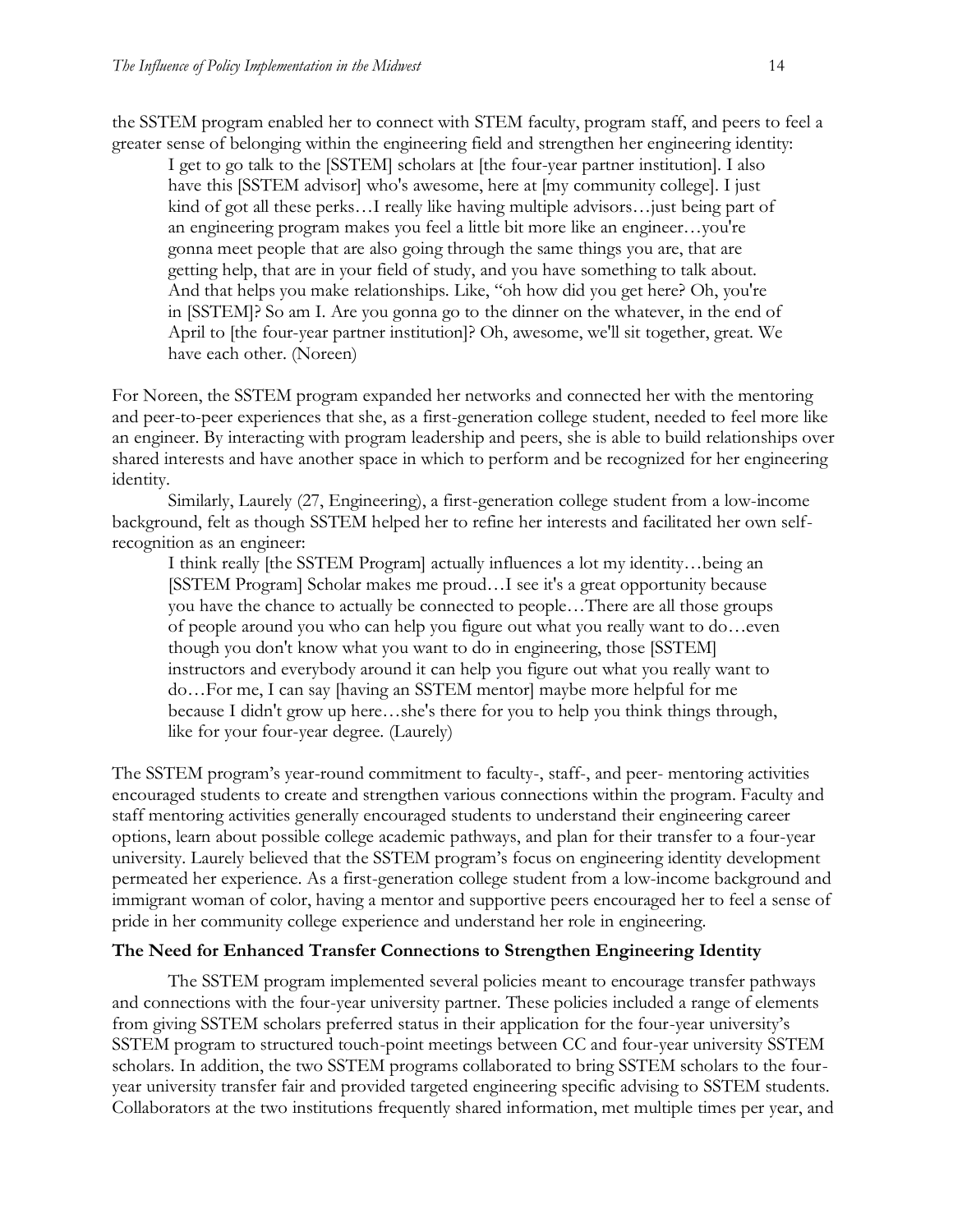the SSTEM program enabled her to connect with STEM faculty, program staff, and peers to feel a greater sense of belonging within the engineering field and strengthen her engineering identity:

> I get to go talk to the [SSTEM] scholars at [the four-year partner institution]. I also have this [SSTEM advisor] who's awesome, here at [my community college]. I just kind of got all these perks…I really like having multiple advisors…just being part of an engineering program makes you feel a little bit more like an engineer…you're gonna meet people that are also going through the same things you are, that are getting help, that are in your field of study, and you have something to talk about. And that helps you make relationships. Like, "oh how did you get here? Oh, you're in [SSTEM]? So am I. Are you gonna go to the dinner on the whatever, in the end of April to [the four-year partner institution]? Oh, awesome, we'll sit together, great. We have each other. (Noreen)

For Noreen, the SSTEM program expanded her networks and connected her with the mentoring and peer-to-peer experiences that she, as a first-generation college student, needed to feel more like an engineer. By interacting with program leadership and peers, she is able to build relationships over shared interests and have another space in which to perform and be recognized for her engineering identity.

Similarly, Laurely (27, Engineering), a first-generation college student from a low-income background, felt as though SSTEM helped her to refine her interests and facilitated her own self-recognition as an engineer:

> I think really [the SSTEM Program] actually influences a lot my identity…being an [SSTEM Program] Scholar makes me proud…I see it's a great opportunity because you have the chance to actually be connected to people…There are all those groups of people around you who can help you figure out what you really want to do…even though you don't know what you want to do in engineering, those [SSTEM] instructors and everybody around it can help you figure out what you really want to do…For me, I can say [having an SSTEM mentor] maybe more helpful for me because I didn't grow up here…she's there for you to help you think things through, like for your four-year degree. (Laurely)

The SSTEM program's year-round commitment to faculty-, staff-, and peer- mentoring activities encouraged students to create and strengthen various connections within the program. Faculty and staff mentoring activities generally encouraged students to understand their engineering career options, learn about possible college academic pathways, and plan for their transfer to a four-year university. Laurely believed that the SSTEM program's focus on engineering identity development permeated her experience. As a first-generation college student from a low-income background and immigrant woman of color, having a mentor and supportive peers encouraged her to feel a sense of pride in her community college experience and understand her role in engineering.

### The Need for Enhanced Transfer Connections to Strengthen Engineering Identity

The SSTEM program implemented several policies meant to encourage transfer pathways and connections with the four-year university partner. These policies included a range of elements from giving SSTEM scholars preferred status in their application for the four-year university's SSTEM program to structured touch-point meetings between CC and four-year university SSTEM scholars. In addition, the two SSTEM programs collaborated to bring SSTEM scholars to the four-year university transfer fair and provided targeted engineering specific advising to SSTEM students. Collaborators at the two institutions frequently shared information, met multiple times per year, and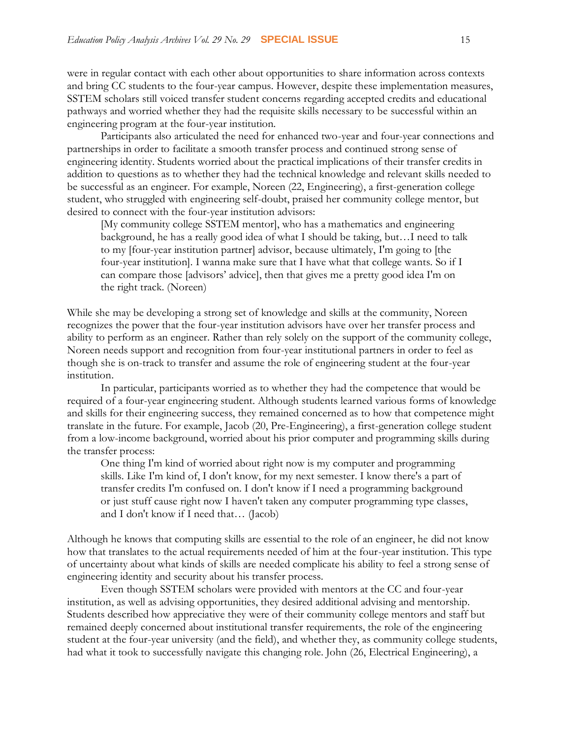were in regular contact with each other about opportunities to share information across contexts and bring CC students to the four-year campus. However, despite these implementation measures, SSTEM scholars still voiced transfer student concerns regarding accepted credits and educational pathways and worried whether they had the requisite skills necessary to be successful within an engineering program at the four-year institution.

Participants also articulated the need for enhanced two-year and four-year connections and partnerships in order to facilitate a smooth transfer process and continued strong sense of engineering identity. Students worried about the practical implications of their transfer credits in addition to questions as to whether they had the technical knowledge and relevant skills needed to be successful as an engineer. For example, Noreen (22, Engineering), a first-generation college student, who struggled with engineering self-doubt, praised her community college mentor, but desired to connect with the four-year institution advisors:

> [My community college SSTEM mentor], who has a mathematics and engineering background, he has a really good idea of what I should be taking, but…I need to talk to my [four-year institution partner] advisor, because ultimately, I'm going to [the four-year institution]. I wanna make sure that I have what that college wants. So if I can compare those [advisors' advice], then that gives me a pretty good idea I'm on the right track. (Noreen)

While she may be developing a strong set of knowledge and skills at the community, Noreen recognizes the power that the four-year institution advisors have over her transfer process and ability to perform as an engineer. Rather than rely solely on the support of the community college, Noreen needs support and recognition from four-year institutional partners in order to feel as though she is on-track to transfer and assume the role of engineering student at the four-year institution.

In particular, participants worried as to whether they had the competence that would be required of a four-year engineering student. Although students learned various forms of knowledge and skills for their engineering success, they remained concerned as to how that competence might translate in the future. For example, Jacob (20, Pre-Engineering), a first-generation college student from a low-income background, worried about his prior computer and programming skills during the transfer process:

> One thing I'm kind of worried about right now is my computer and programming skills. Like I'm kind of, I don't know, for my next semester. I know there's a part of transfer credits I'm confused on. I don't know if I need a programming background or just stuff cause right now I haven't taken any computer programming type classes, and I don't know if I need that… (Jacob)

Although he knows that computing skills are essential to the role of an engineer, he did not know how that translates to the actual requirements needed of him at the four-year institution. This type of uncertainty about what kinds of skills are needed complicate his ability to feel a strong sense of engineering identity and security about his transfer process.

Even though SSTEM scholars were provided with mentors at the CC and four-year institution, as well as advising opportunities, they desired additional advising and mentorship. Students described how appreciative they were of their community college mentors and staff but remained deeply concerned about institutional transfer requirements, the role of the engineering student at the four-year university (and the field), and whether they, as community college students, had what it took to successfully navigate this changing role. John (26, Electrical Engineering), a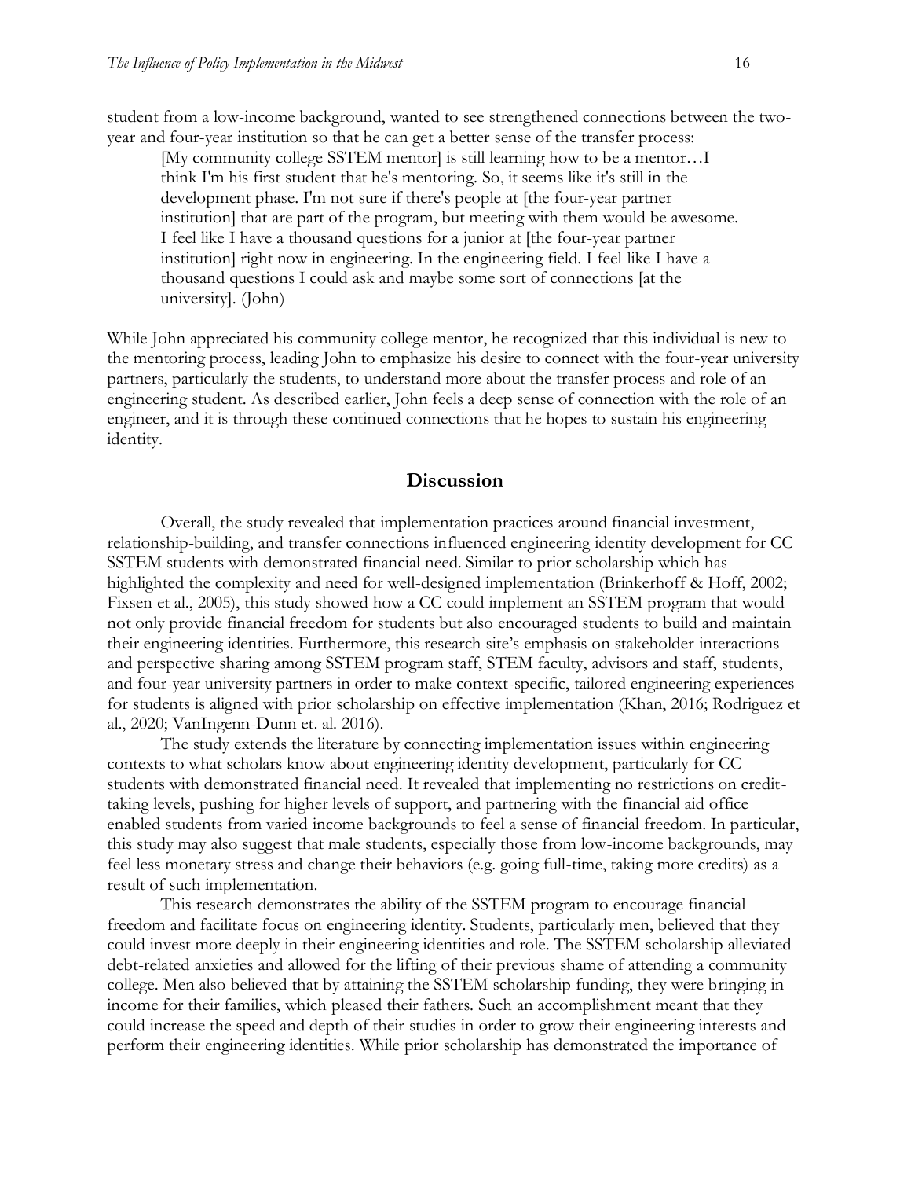student from a low-income background, wanted to see strengthened connections between the two-year and four-year institution so that he can get a better sense of the transfer process:

> [My community college SSTEM mentor] is still learning how to be a mentor…I think I'm his first student that he's mentoring. So, it seems like it's still in the development phase. I'm not sure if there's people at [the four-year partner institution] that are part of the program, but meeting with them would be awesome. I feel like I have a thousand questions for a junior at [the four-year partner institution] right now in engineering. In the engineering field. I feel like I have a thousand questions I could ask and maybe some sort of connections [at the university]. (John)

While John appreciated his community college mentor, he recognized that this individual is new to the mentoring process, leading John to emphasize his desire to connect with the four-year university partners, particularly the students, to understand more about the transfer process and role of an engineering student. As described earlier, John feels a deep sense of connection with the role of an engineer, and it is through these continued connections that he hopes to sustain his engineering identity.

## Discussion

Overall, the study revealed that implementation practices around financial investment, relationship-building, and transfer connections influenced engineering identity development for CC SSTEM students with demonstrated financial need. Similar to prior scholarship which has highlighted the complexity and need for well-designed implementation (Brinkerhoff & Hoff, 2002; Fixsen et al., 2005), this study showed how a CC could implement an SSTEM program that would not only provide financial freedom for students but also encouraged students to build and maintain their engineering identities. Furthermore, this research site's emphasis on stakeholder interactions and perspective sharing among SSTEM program staff, STEM faculty, advisors and staff, students, and four-year university partners in order to make context-specific, tailored engineering experiences for students is aligned with prior scholarship on effective implementation (Khan, 2016; Rodriguez et al., 2020; VanIngenn-Dunn et. al. 2016).

The study extends the literature by connecting implementation issues within engineering contexts to what scholars know about engineering identity development, particularly for CC students with demonstrated financial need. It revealed that implementing no restrictions on credit-taking levels, pushing for higher levels of support, and partnering with the financial aid office enabled students from varied income backgrounds to feel a sense of financial freedom. In particular, this study may also suggest that male students, especially those from low-income backgrounds, may feel less monetary stress and change their behaviors (e.g. going full-time, taking more credits) as a result of such implementation.

This research demonstrates the ability of the SSTEM program to encourage financial freedom and facilitate focus on engineering identity. Students, particularly men, believed that they could invest more deeply in their engineering identities and role. The SSTEM scholarship alleviated debt-related anxieties and allowed for the lifting of their previous shame of attending a community college. Men also believed that by attaining the SSTEM scholarship funding, they were bringing in income for their families, which pleased their fathers. Such an accomplishment meant that they could increase the speed and depth of their studies in order to grow their engineering interests and perform their engineering identities. While prior scholarship has demonstrated the importance of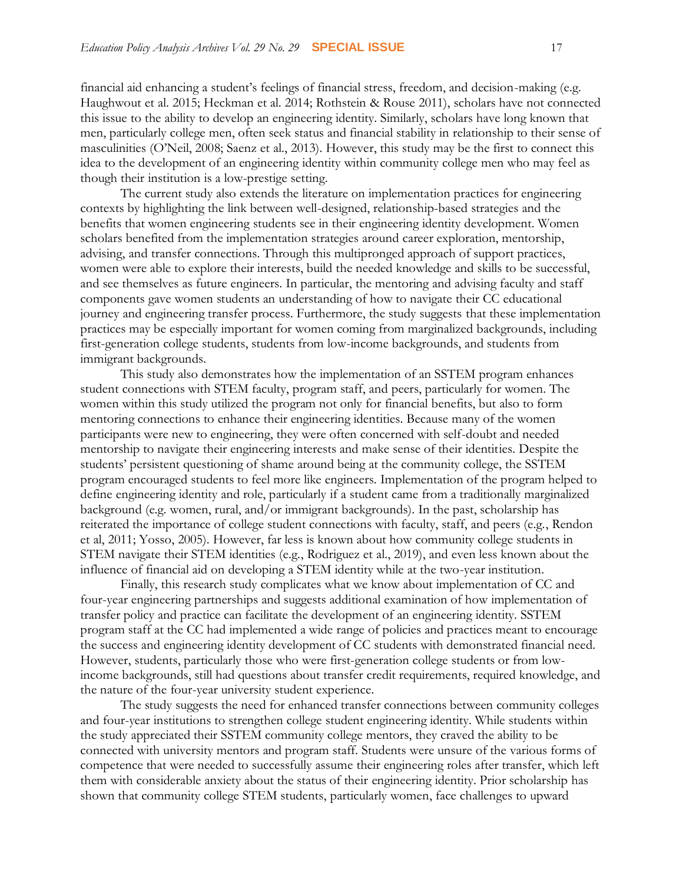financial aid enhancing a student's feelings of financial stress, freedom, and decision-making (e.g. Haughwout et al. 2015; Heckman et al. 2014; Rothstein & Rouse 2011), scholars have not connected this issue to the ability to develop an engineering identity. Similarly, scholars have long known that men, particularly college men, often seek status and financial stability in relationship to their sense of masculinities (O'Neil, 2008; Saenz et al., 2013). However, this study may be the first to connect this idea to the development of an engineering identity within community college men who may feel as though their institution is a low-prestige setting.

The current study also extends the literature on implementation practices for engineering contexts by highlighting the link between well-designed, relationship-based strategies and the benefits that women engineering students see in their engineering identity development. Women scholars benefited from the implementation strategies around career exploration, mentorship, advising, and transfer connections. Through this multipronged approach of support practices, women were able to explore their interests, build the needed knowledge and skills to be successful, and see themselves as future engineers. In particular, the mentoring and advising faculty and staff components gave women students an understanding of how to navigate their CC educational journey and engineering transfer process. Furthermore, the study suggests that these implementation practices may be especially important for women coming from marginalized backgrounds, including first-generation college students, students from low-income backgrounds, and students from immigrant backgrounds.

This study also demonstrates how the implementation of an SSTEM program enhances student connections with STEM faculty, program staff, and peers, particularly for women. The women within this study utilized the program not only for financial benefits, but also to form mentoring connections to enhance their engineering identities. Because many of the women participants were new to engineering, they were often concerned with self-doubt and needed mentorship to navigate their engineering interests and make sense of their identities. Despite the students' persistent questioning of shame around being at the community college, the SSTEM program encouraged students to feel more like engineers. Implementation of the program helped to define engineering identity and role, particularly if a student came from a traditionally marginalized background (e.g. women, rural, and/or immigrant backgrounds). In the past, scholarship has reiterated the importance of college student connections with faculty, staff, and peers (e.g., Rendon et al, 2011; Yosso, 2005). However, far less is known about how community college students in STEM navigate their STEM identities (e.g., Rodriguez et al., 2019), and even less known about the influence of financial aid on developing a STEM identity while at the two-year institution.

Finally, this research study complicates what we know about implementation of CC and four-year engineering partnerships and suggests additional examination of how implementation of transfer policy and practice can facilitate the development of an engineering identity. SSTEM program staff at the CC had implemented a wide range of policies and practices meant to encourage the success and engineering identity development of CC students with demonstrated financial need. However, students, particularly those who were first-generation college students or from low-income backgrounds, still had questions about transfer credit requirements, required knowledge, and the nature of the four-year university student experience.

The study suggests the need for enhanced transfer connections between community colleges and four-year institutions to strengthen college student engineering identity. While students within the study appreciated their SSTEM community college mentors, they craved the ability to be connected with university mentors and program staff. Students were unsure of the various forms of competence that were needed to successfully assume their engineering roles after transfer, which left them with considerable anxiety about the status of their engineering identity. Prior scholarship has shown that community college STEM students, particularly women, face challenges to upward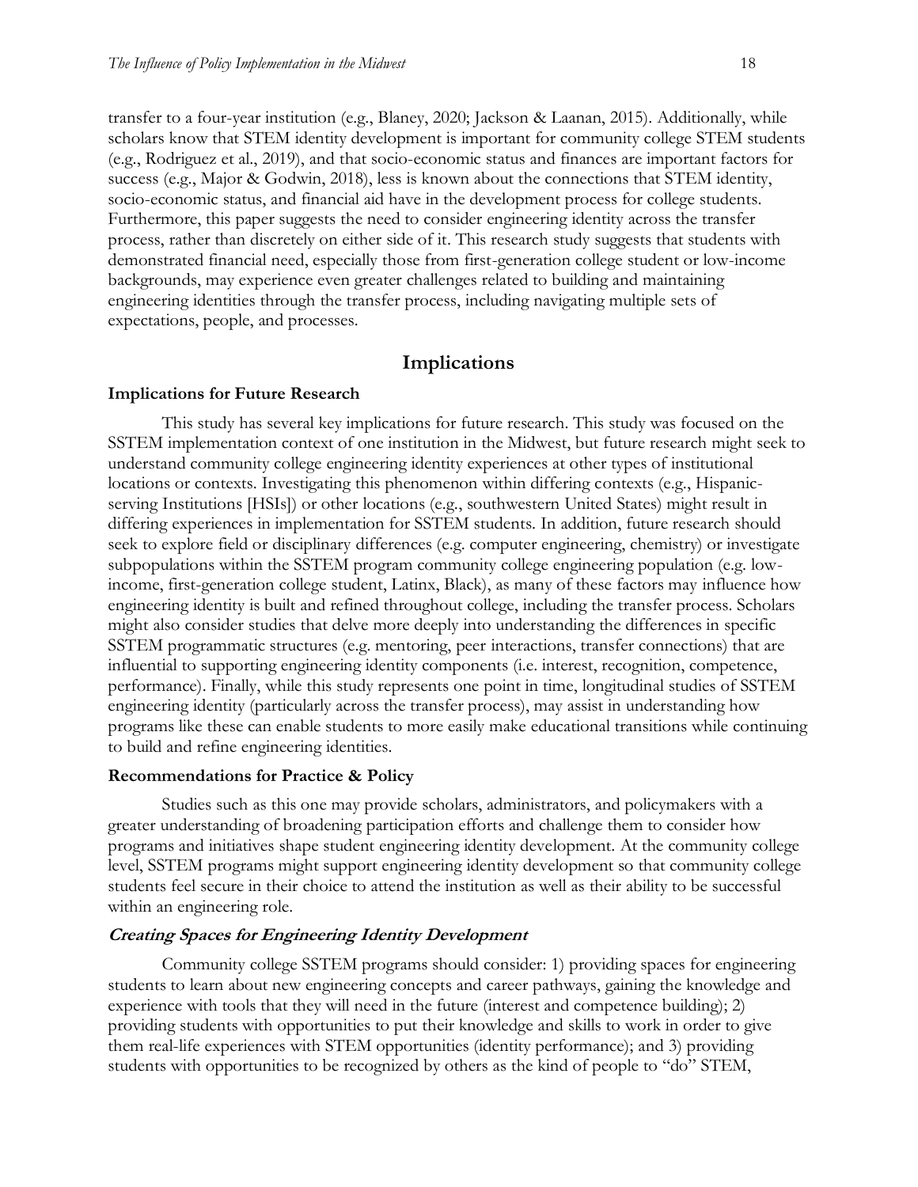transfer to a four-year institution (e.g., Blaney, 2020; Jackson & Laanan, 2015). Additionally, while scholars know that STEM identity development is important for community college STEM students (e.g., Rodriguez et al., 2019), and that socio-economic status and finances are important factors for success (e.g., Major & Godwin, 2018), less is known about the connections that STEM identity, socio-economic status, and financial aid have in the development process for college students. Furthermore, this paper suggests the need to consider engineering identity across the transfer process, rather than discretely on either side of it. This research study suggests that students with demonstrated financial need, especially those from first-generation college student or low-income backgrounds, may experience even greater challenges related to building and maintaining engineering identities through the transfer process, including navigating multiple sets of expectations, people, and processes.

## Implications

### Implications for Future Research

This study has several key implications for future research. This study was focused on the SSTEM implementation context of one institution in the Midwest, but future research might seek to understand community college engineering identity experiences at other types of institutional locations or contexts. Investigating this phenomenon within differing contexts (e.g., Hispanic-serving Institutions [HSIs]) or other locations (e.g., southwestern United States) might result in differing experiences in implementation for SSTEM students. In addition, future research should seek to explore field or disciplinary differences (e.g. computer engineering, chemistry) or investigate subpopulations within the SSTEM program community college engineering population (e.g. low-income, first-generation college student, Latinx, Black), as many of these factors may influence how engineering identity is built and refined throughout college, including the transfer process. Scholars might also consider studies that delve more deeply into understanding the differences in specific SSTEM programmatic structures (e.g. mentoring, peer interactions, transfer connections) that are influential to supporting engineering identity components (i.e. interest, recognition, competence, performance). Finally, while this study represents one point in time, longitudinal studies of SSTEM engineering identity (particularly across the transfer process), may assist in understanding how programs like these can enable students to more easily make educational transitions while continuing to build and refine engineering identities.

### Recommendations for Practice & Policy

Studies such as this one may provide scholars, administrators, and policymakers with a greater understanding of broadening participation efforts and challenge them to consider how programs and initiatives shape student engineering identity development. At the community college level, SSTEM programs might support engineering identity development so that community college students feel secure in their choice to attend the institution as well as their ability to be successful within an engineering role.

#### *Creating Spaces for Engineering Identity Development*

Community college SSTEM programs should consider: 1) providing spaces for engineering students to learn about new engineering concepts and career pathways, gaining the knowledge and experience with tools that they will need in the future (interest and competence building); 2) providing students with opportunities to put their knowledge and skills to work in order to give them real-life experiences with STEM opportunities (identity performance); and 3) providing students with opportunities to be recognized by others as the kind of people to "do" STEM,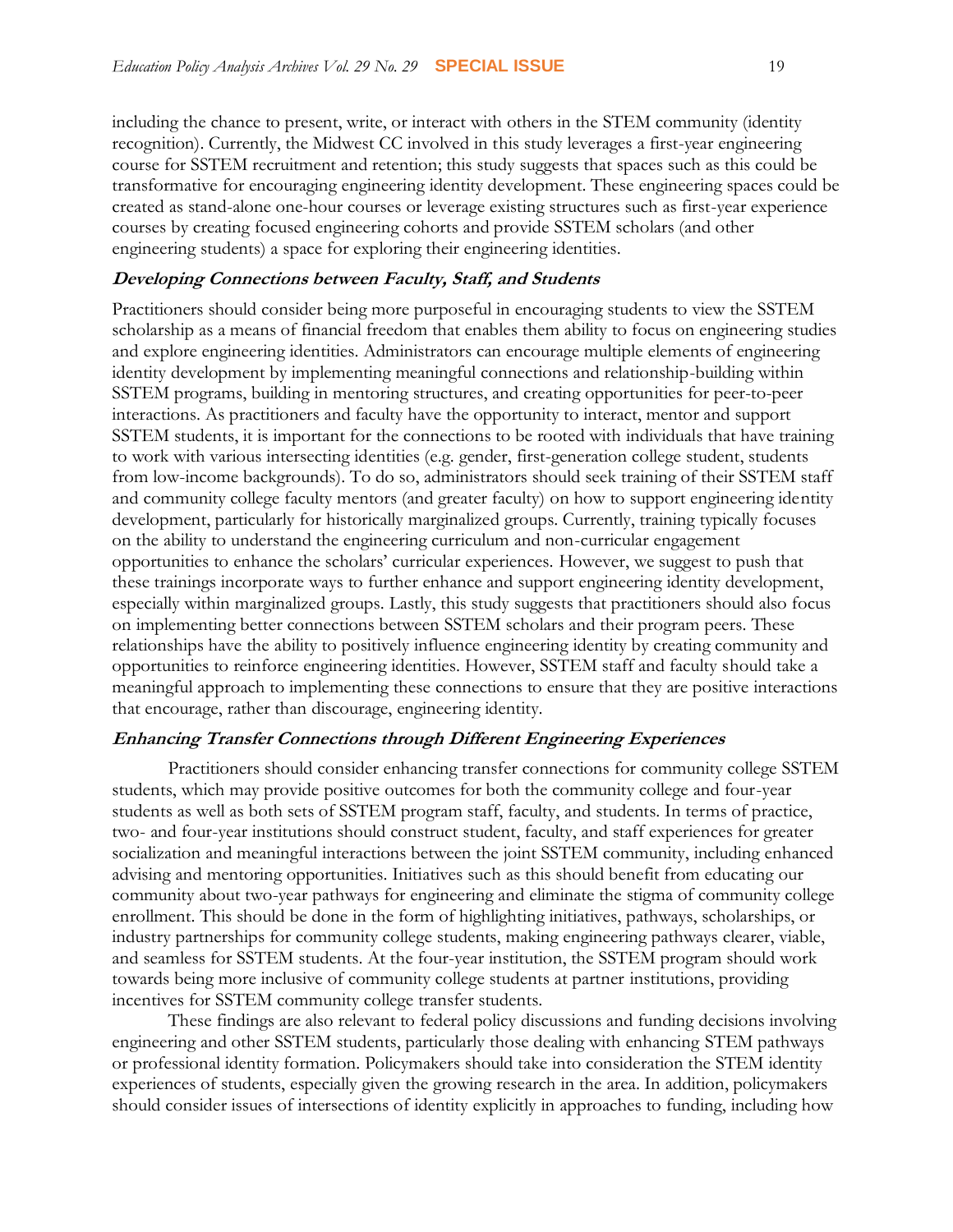including the chance to present, write, or interact with others in the STEM community (identity recognition). Currently, the Midwest CC involved in this study leverages a first-year engineering course for SSTEM recruitment and retention; this study suggests that spaces such as this could be transformative for encouraging engineering identity development. These engineering spaces could be created as stand-alone one-hour courses or leverage existing structures such as first-year experience courses by creating focused engineering cohorts and provide SSTEM scholars (and other engineering students) a space for exploring their engineering identities.

### *Developing Connections between Faculty, Staff, and Students*

Practitioners should consider being more purposeful in encouraging students to view the SSTEM scholarship as a means of financial freedom that enables them ability to focus on engineering studies and explore engineering identities. Administrators can encourage multiple elements of engineering identity development by implementing meaningful connections and relationship-building within SSTEM programs, building in mentoring structures, and creating opportunities for peer-to-peer interactions. As practitioners and faculty have the opportunity to interact, mentor and support SSTEM students, it is important for the connections to be rooted with individuals that have training to work with various intersecting identities (e.g. gender, first-generation college student, students from low-income backgrounds). To do so, administrators should seek training of their SSTEM staff and community college faculty mentors (and greater faculty) on how to support engineering identity development, particularly for historically marginalized groups. Currently, training typically focuses on the ability to understand the engineering curriculum and non-curricular engagement opportunities to enhance the scholars' curricular experiences. However, we suggest to push that these trainings incorporate ways to further enhance and support engineering identity development, especially within marginalized groups. Lastly, this study suggests that practitioners should also focus on implementing better connections between SSTEM scholars and their program peers. These relationships have the ability to positively influence engineering identity by creating community and opportunities to reinforce engineering identities. However, SSTEM staff and faculty should take a meaningful approach to implementing these connections to ensure that they are positive interactions that encourage, rather than discourage, engineering identity.

### *Enhancing Transfer Connections through Different Engineering Experiences*

Practitioners should consider enhancing transfer connections for community college SSTEM students, which may provide positive outcomes for both the community college and four-year students as well as both sets of SSTEM program staff, faculty, and students. In terms of practice, two- and four-year institutions should construct student, faculty, and staff experiences for greater socialization and meaningful interactions between the joint SSTEM community, including enhanced advising and mentoring opportunities. Initiatives such as this should benefit from educating our community about two-year pathways for engineering and eliminate the stigma of community college enrollment. This should be done in the form of highlighting initiatives, pathways, scholarships, or industry partnerships for community college students, making engineering pathways clearer, viable, and seamless for SSTEM students. At the four-year institution, the SSTEM program should work towards being more inclusive of community college students at partner institutions, providing incentives for SSTEM community college transfer students.

These findings are also relevant to federal policy discussions and funding decisions involving engineering and other SSTEM students, particularly those dealing with enhancing STEM pathways or professional identity formation. Policymakers should take into consideration the STEM identity experiences of students, especially given the growing research in the area. In addition, policymakers should consider issues of intersections of identity explicitly in approaches to funding, including how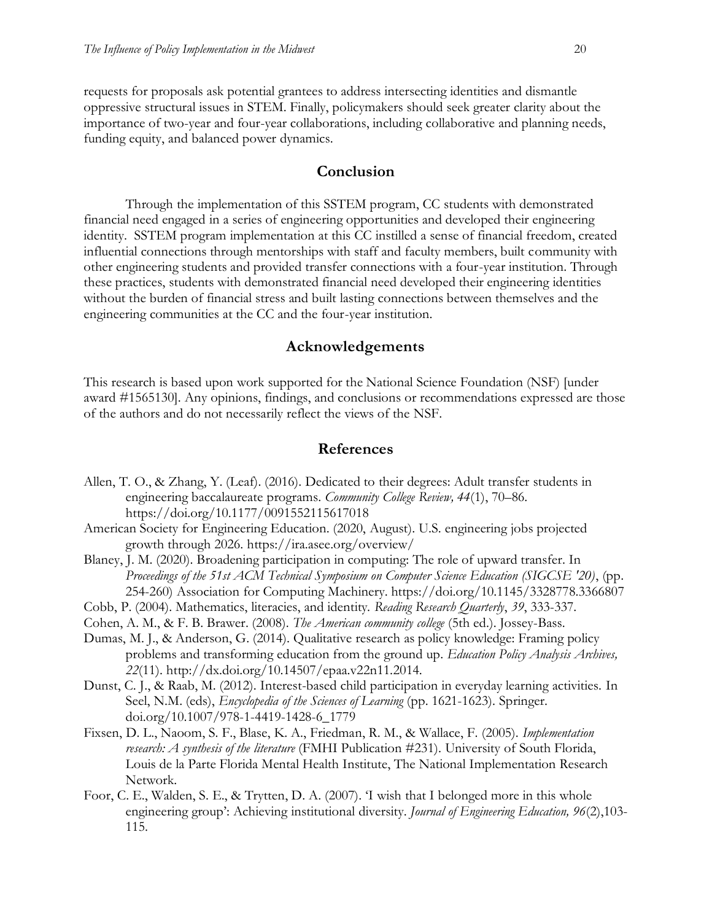requests for proposals ask potential grantees to address intersecting identities and dismantle oppressive structural issues in STEM. Finally, policymakers should seek greater clarity about the importance of two-year and four-year collaborations, including collaborative and planning needs, funding equity, and balanced power dynamics.

## Conclusion

Through the implementation of this SSTEM program, CC students with demonstrated financial need engaged in a series of engineering opportunities and developed their engineering identity. SSTEM program implementation at this CC instilled a sense of financial freedom, created influential connections through mentorships with staff and faculty members, built community with other engineering students and provided transfer connections with a four-year institution. Through these practices, students with demonstrated financial need developed their engineering identities without the burden of financial stress and built lasting connections between themselves and the engineering communities at the CC and the four-year institution.

## Acknowledgements

This research is based upon work supported for the National Science Foundation (NSF) [under award #1565130]. Any opinions, findings, and conclusions or recommendations expressed are those of the authors and do not necessarily reflect the views of the NSF.

## References

Allen, T. O., & Zhang, Y. (Leaf). (2016). Dedicated to their degrees: Adult transfer students in engineering baccalaureate programs. *Community College Review, 44*(1), 70–86. https://doi.org/10.1177/0091552115617018

American Society for Engineering Education. (2020, August). U.S. engineering jobs projected growth through 2026. https://ira.asee.org/overview/

Blaney, J. M. (2020). Broadening participation in computing: The role of upward transfer. In *Proceedings of the 51st ACM Technical Symposium on Computer Science Education (SIGCSE '20)*, (pp. 254-260) Association for Computing Machinery. https://doi.org/10.1145/3328778.3366807

Cobb, P. (2004). Mathematics, literacies, and identity. *Reading Research Quarterly*, *39*, 333-337.

Cohen, A. M., & F. B. Brawer. (2008). *The American community college* (5th ed.). Jossey-Bass.

Dumas, M. J., & Anderson, G. (2014). Qualitative research as policy knowledge: Framing policy problems and transforming education from the ground up. *Education Policy Analysis Archives, 22*(11). http://dx.doi.org/10.14507/epaa.v22n11.2014.

Dunst, C. J., & Raab, M. (2012). Interest-based child participation in everyday learning activities. In Seel, N.M. (eds), *Encyclopedia of the Sciences of Learning* (pp. 1621-1623). Springer. doi.org/10.1007/978-1-4419-1428-6_1779

Fixsen, D. L., Naoom, S. F., Blase, K. A., Friedman, R. M., & Wallace, F. (2005). *Implementation research: A synthesis of the literature* (FMHI Publication #231). University of South Florida, Louis de la Parte Florida Mental Health Institute, The National Implementation Research Network.

Foor, C. E., Walden, S. E., & Trytten, D. A. (2007). 'I wish that I belonged more in this whole engineering group': Achieving institutional diversity. *Journal of Engineering Education, 96*(2),103-115.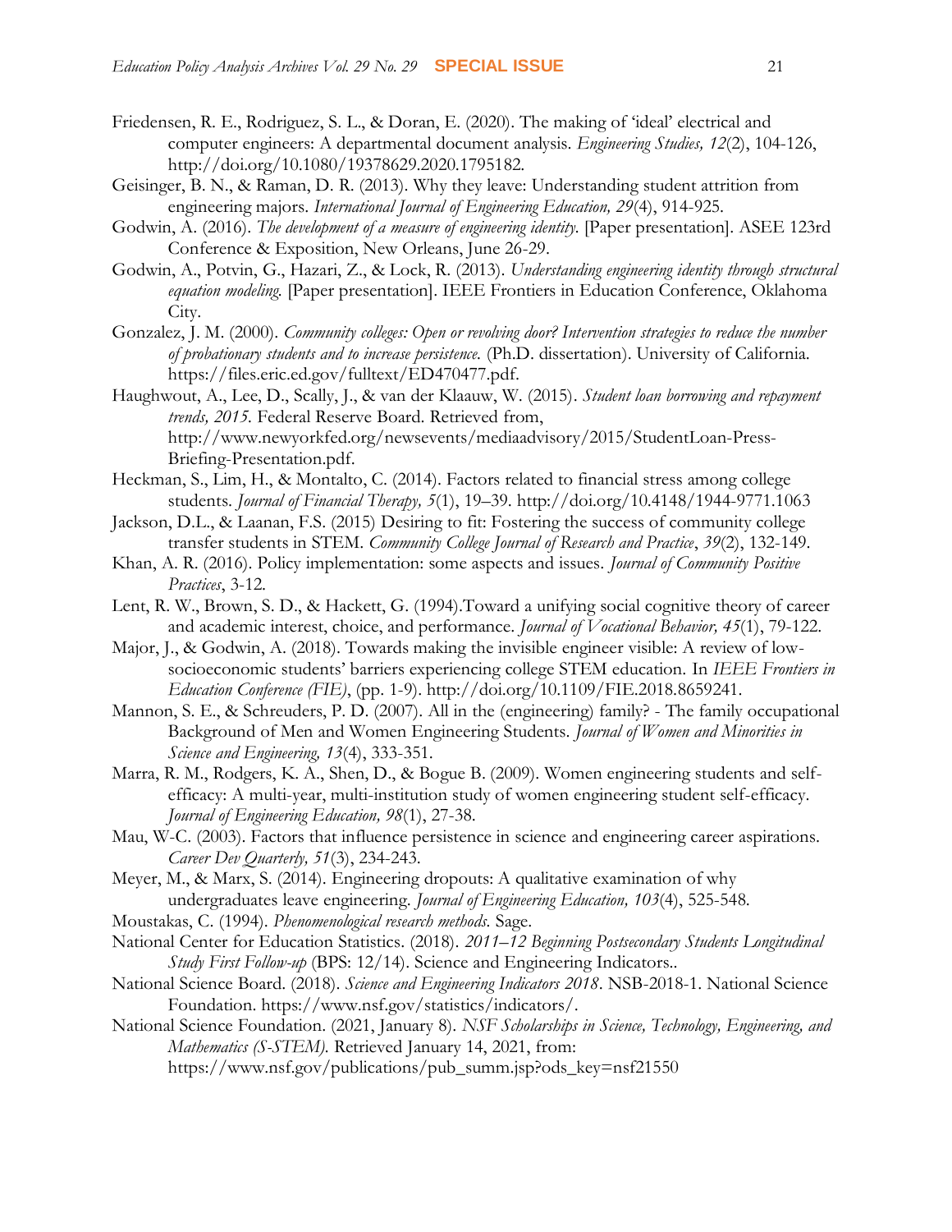Friedensen, R. E., Rodriguez, S. L., & Doran, E. (2020). The making of 'ideal' electrical and computer engineers: A departmental document analysis. *Engineering Studies, 12*(2), 104-126, http://doi.org/10.1080/19378629.2020.1795182.

Geisinger, B. N., & Raman, D. R. (2013). Why they leave: Understanding student attrition from engineering majors. *International Journal of Engineering Education, 29*(4), 914-925.

Godwin, A. (2016). *The development of a measure of engineering identity.* [Paper presentation]. ASEE 123rd Conference & Exposition, New Orleans, June 26-29.

Godwin, A., Potvin, G., Hazari, Z., & Lock, R. (2013). *Understanding engineering identity through structural equation modeling.* [Paper presentation]. IEEE Frontiers in Education Conference, Oklahoma City.

Gonzalez, J. M. (2000). *Community colleges: Open or revolving door? Intervention strategies to reduce the number of probationary students and to increase persistence.* (Ph.D. dissertation). University of California. https://files.eric.ed.gov/fulltext/ED470477.pdf.

Haughwout, A., Lee, D., Scally, J., & van der Klaauw, W. (2015). *Student loan borrowing and repayment trends, 2015.* Federal Reserve Board. Retrieved from, http://www.newyorkfed.org/newsevents/mediaadvisory/2015/StudentLoan-Press-Briefing-Presentation.pdf.

Heckman, S., Lim, H., & Montalto, C. (2014). Factors related to financial stress among college students. *Journal of Financial Therapy, 5*(1), 19–39. http://doi.org/10.4148/1944-9771.1063

Jackson, D.L., & Laanan, F.S. (2015) Desiring to fit: Fostering the success of community college transfer students in STEM. *Community College Journal of Research and Practice*, *39*(2), 132-149.

Khan, A. R. (2016). Policy implementation: some aspects and issues. *Journal of Community Positive Practices*, 3-12.

Lent, R. W., Brown, S. D., & Hackett, G. (1994).Toward a unifying social cognitive theory of career and academic interest, choice, and performance. *Journal of Vocational Behavior, 45*(1), 79-122.

Major, J., & Godwin, A. (2018). Towards making the invisible engineer visible: A review of low-socioeconomic students' barriers experiencing college STEM education. In *IEEE Frontiers in Education Conference (FIE)*, (pp. 1-9). http://doi.org/10.1109/FIE.2018.8659241.

Mannon, S. E., & Schreuders, P. D. (2007). All in the (engineering) family? - The family occupational Background of Men and Women Engineering Students. *Journal of Women and Minorities in Science and Engineering, 13*(4), 333-351.

Marra, R. M., Rodgers, K. A., Shen, D., & Bogue B. (2009). Women engineering students and self-efficacy: A multi-year, multi-institution study of women engineering student self-efficacy. *Journal of Engineering Education, 98*(1), 27-38.

Mau, W-C. (2003). Factors that influence persistence in science and engineering career aspirations. *Career Dev Quarterly, 51*(3), 234-243.

Meyer, M., & Marx, S. (2014). Engineering dropouts: A qualitative examination of why undergraduates leave engineering. *Journal of Engineering Education, 103*(4), 525-548.

Moustakas, C. (1994). *Phenomenological research methods.* Sage.

National Center for Education Statistics. (2018). *2011–12 Beginning Postsecondary Students Longitudinal Study First Follow-up* (BPS: 12/14). Science and Engineering Indicators..

National Science Board. (2018). *Science and Engineering Indicators 2018*. NSB-2018-1. National Science Foundation. https://www.nsf.gov/statistics/indicators/.

National Science Foundation. (2021, January 8). *NSF Scholarships in Science, Technology, Engineering, and Mathematics (S-STEM).* Retrieved January 14, 2021, from: https://www.nsf.gov/publications/pub_summ.jsp?ods_key=nsf21550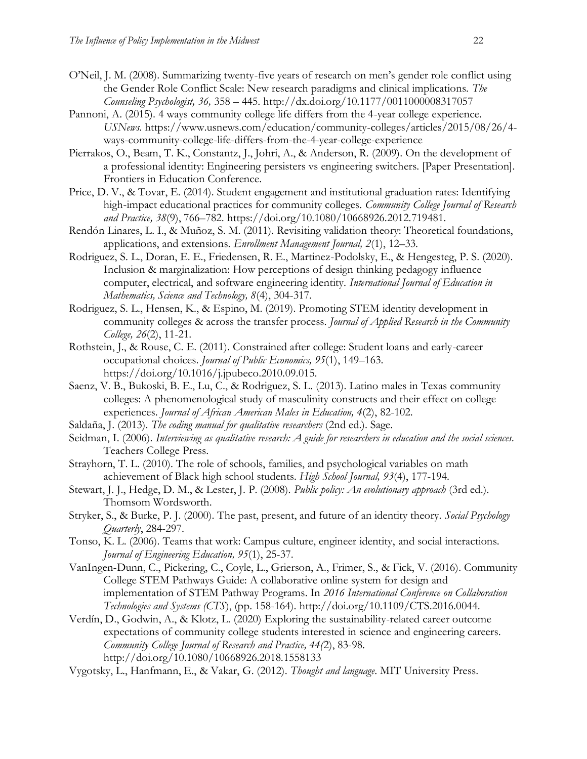O'Neil, J. M. (2008). Summarizing twenty-five years of research on men's gender role conflict using the Gender Role Conflict Scale: New research paradigms and clinical implications. *The Counseling Psychologist, 36,* 358 – 445. http://dx.doi.org/10.1177/0011000008317057

Pannoni, A. (2015). 4 ways community college life differs from the 4-year college experience. *USNews*. https://www.usnews.com/education/community-colleges/articles/2015/08/26/4-ways-community-college-life-differs-from-the-4-year-college-experience

Pierrakos, O., Beam, T. K., Constantz, J., Johri, A., & Anderson, R. (2009). On the development of a professional identity: Engineering persisters vs engineering switchers. [Paper Presentation]. Frontiers in Education Conference.

Price, D. V., & Tovar, E. (2014). Student engagement and institutional graduation rates: Identifying high-impact educational practices for community colleges. *Community College Journal of Research and Practice, 38*(9), 766–782. https://doi.org/10.1080/10668926.2012.719481.

Rendón Linares, L. I., & Muñoz, S. M. (2011). Revisiting validation theory: Theoretical foundations, applications, and extensions. *Enrollment Management Journal, 2*(1), 12–33.

Rodriguez, S. L., Doran, E. E., Friedensen, R. E., Martinez-Podolsky, E., & Hengesteg, P. S. (2020). Inclusion & marginalization: How perceptions of design thinking pedagogy influence computer, electrical, and software engineering identity. *International Journal of Education in Mathematics, Science and Technology, 8*(4), 304-317.

Rodriguez, S. L., Hensen, K., & Espino, M. (2019). Promoting STEM identity development in community colleges & across the transfer process. *Journal of Applied Research in the Community College, 26*(2), 11-21.

Rothstein, J., & Rouse, C. E. (2011). Constrained after college: Student loans and early-career occupational choices. *Journal of Public Economics, 95*(1), 149–163. https://doi.org/10.1016/j.jpubeco.2010.09.015.

Saenz, V. B., Bukoski, B. E., Lu, C., & Rodriguez, S. L. (2013). Latino males in Texas community colleges: A phenomenological study of masculinity constructs and their effect on college experiences. *Journal of African American Males in Education, 4*(2), 82-102.

Saldaña, J. (2013). *The coding manual for qualitative researchers* (2nd ed.). Sage.

Seidman, I. (2006). *Interviewing as qualitative research: A guide for researchers in education and the social sciences.* Teachers College Press.

Strayhorn, T. L. (2010). The role of schools, families, and psychological variables on math achievement of Black high school students. *High School Journal, 93*(4), 177-194.

Stewart, J. J., Hedge, D. M., & Lester, J. P. (2008). *Public policy: An evolutionary approach* (3rd ed.). Thomsom Wordsworth.

Stryker, S., & Burke, P. J. (2000). The past, present, and future of an identity theory. *Social Psychology Quarterly*, 284-297.

Tonso, K. L. (2006). Teams that work: Campus culture, engineer identity, and social interactions. *Journal of Engineering Education, 95*(1), 25-37.

VanIngen-Dunn, C., Pickering, C., Coyle, L., Grierson, A., Frimer, S., & Fick, V. (2016). Community College STEM Pathways Guide: A collaborative online system for design and implementation of STEM Pathway Programs. In *2016 International Conference on Collaboration Technologies and Systems (CTS*), (pp. 158-164). http://doi.org/10.1109/CTS.2016.0044.

Verdín, D., Godwin, A., & Klotz, L. (2020) Exploring the sustainability-related career outcome expectations of community college students interested in science and engineering careers. *Community College Journal of Research and Practice, 44(*2), 83-98. http://doi.org/10.1080/10668926.2018.1558133

Vygotsky, L., Hanfmann, E., & Vakar, G. (2012). *Thought and language*. MIT University Press.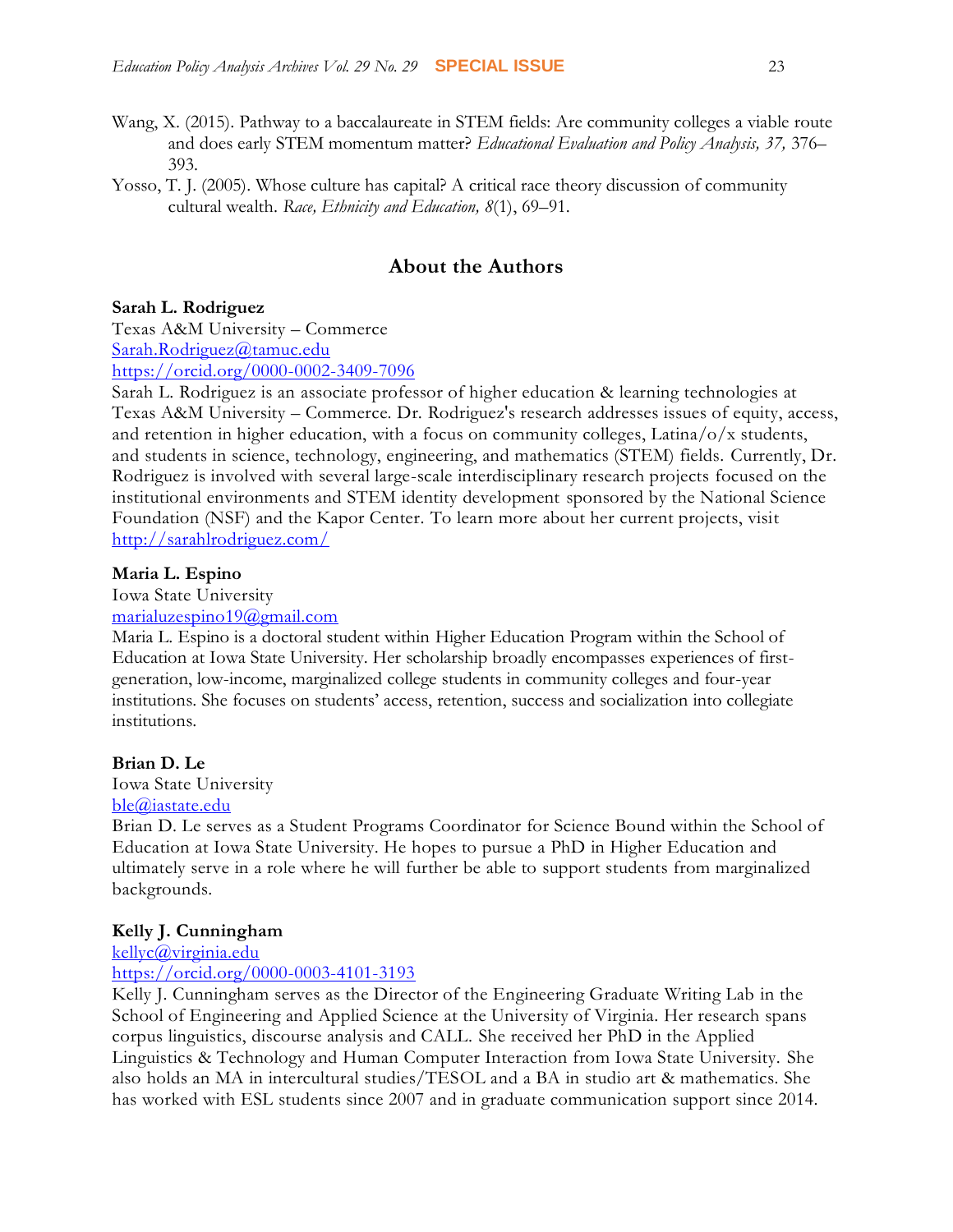Wang, X. (2015). Pathway to a baccalaureate in STEM fields: Are community colleges a viable route and does early STEM momentum matter? *Educational Evaluation and Policy Analysis, 37,* 376–393.

Yosso, T. J. (2005). Whose culture has capital? A critical race theory discussion of community cultural wealth. *Race, Ethnicity and Education, 8*(1), 69–91.

## About the Authors

**Sarah L. Rodriguez**
Texas A&M University – Commerce
Sarah.Rodriguez@tamuc.edu
https://orcid.org/0000-0002-3409-7096
Sarah L. Rodriguez is an associate professor of higher education & learning technologies at Texas A&M University – Commerce. Dr. Rodriguez's research addresses issues of equity, access, and retention in higher education, with a focus on community colleges, Latina/o/x students, and students in science, technology, engineering, and mathematics (STEM) fields. Currently, Dr. Rodriguez is involved with several large-scale interdisciplinary research projects focused on the institutional environments and STEM identity development sponsored by the National Science Foundation (NSF) and the Kapor Center. To learn more about her current projects, visit http://sarahlrodriguez.com/

**Maria L. Espino**
Iowa State University
marialuzespino19@gmail.com
Maria L. Espino is a doctoral student within Higher Education Program within the School of Education at Iowa State University. Her scholarship broadly encompasses experiences of first-generation, low-income, marginalized college students in community colleges and four-year institutions. She focuses on students' access, retention, success and socialization into collegiate institutions.

**Brian D. Le**
Iowa State University
ble@iastate.edu
Brian D. Le serves as a Student Programs Coordinator for Science Bound within the School of Education at Iowa State University. He hopes to pursue a PhD in Higher Education and ultimately serve in a role where he will further be able to support students from marginalized backgrounds.

**Kelly J. Cunningham**
kellyc@virginia.edu
https://orcid.org/0000-0003-4101-3193
Kelly J. Cunningham serves as the Director of the Engineering Graduate Writing Lab in the School of Engineering and Applied Science at the University of Virginia. Her research spans corpus linguistics, discourse analysis and CALL. She received her PhD in the Applied Linguistics & Technology and Human Computer Interaction from Iowa State University. She also holds an MA in intercultural studies/TESOL and a BA in studio art & mathematics. She has worked with ESL students since 2007 and in graduate communication support since 2014.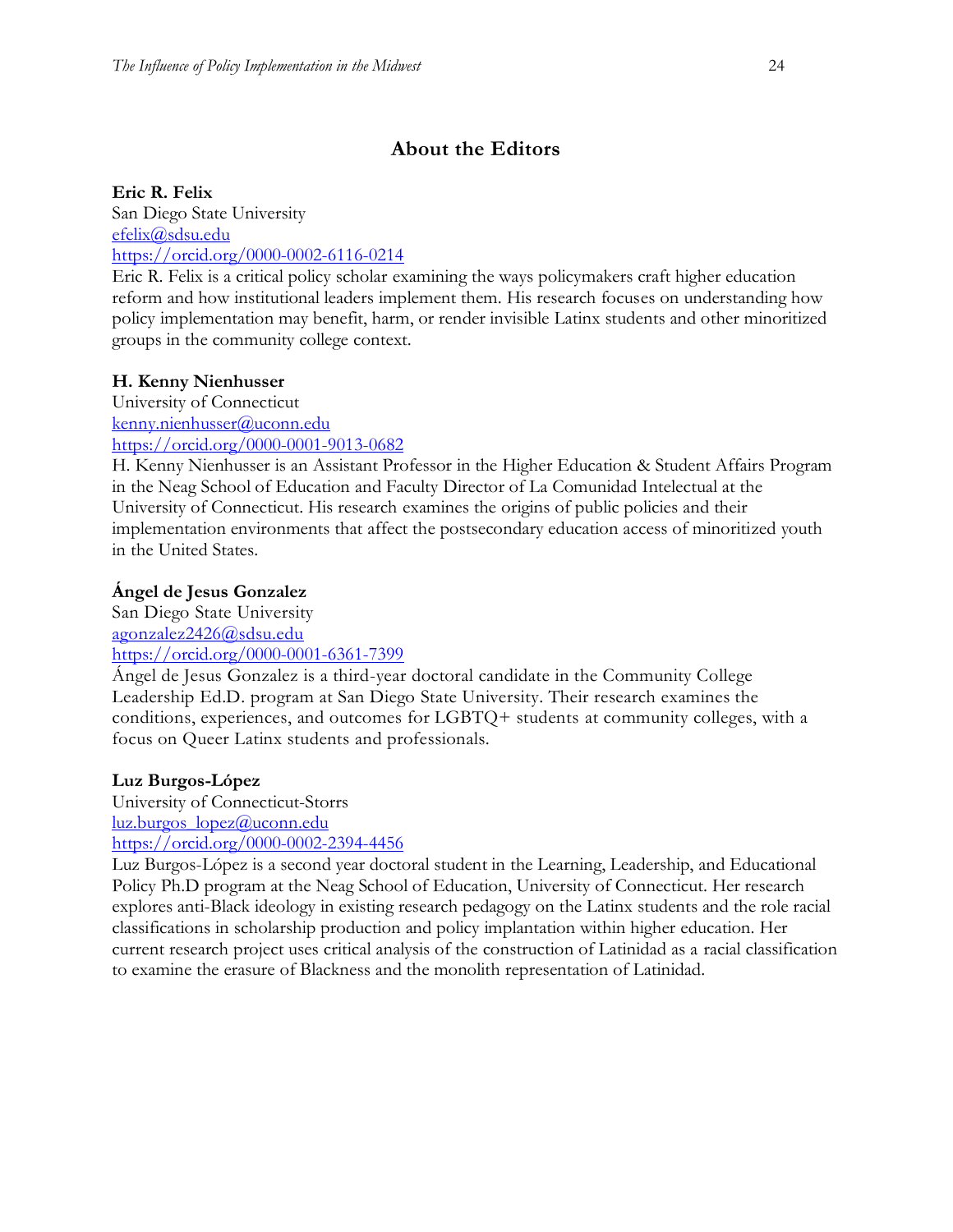## About the Editors

**Eric R. Felix**
San Diego State University
efelix@sdsu.edu
https://orcid.org/0000-0002-6116-0214
Eric R. Felix is a critical policy scholar examining the ways policymakers craft higher education reform and how institutional leaders implement them. His research focuses on understanding how policy implementation may benefit, harm, or render invisible Latinx students and other minoritized groups in the community college context.

**H. Kenny Nienhusser**
University of Connecticut
kenny.nienhusser@uconn.edu
https://orcid.org/0000-0001-9013-0682
H. Kenny Nienhusser is an Assistant Professor in the Higher Education & Student Affairs Program in the Neag School of Education and Faculty Director of La Comunidad Intelectual at the University of Connecticut. His research examines the origins of public policies and their implementation environments that affect the postsecondary education access of minoritized youth in the United States.

**Ángel de Jesus Gonzalez**
San Diego State University
agonzalez2426@sdsu.edu
https://orcid.org/0000-0001-6361-7399
Ángel de Jesus Gonzalez is a third-year doctoral candidate in the Community College Leadership Ed.D. program at San Diego State University. Their research examines the conditions, experiences, and outcomes for LGBTQ+ students at community colleges, with a focus on Queer Latinx students and professionals.

**Luz Burgos-López**
University of Connecticut-Storrs
luz.burgos_lopez@uconn.edu
https://orcid.org/0000-0002-2394-4456
Luz Burgos-López is a second year doctoral student in the Learning, Leadership, and Educational Policy Ph.D program at the Neag School of Education, University of Connecticut. Her research explores anti-Black ideology in existing research pedagogy on the Latinx students and the role racial classifications in scholarship production and policy implantation within higher education. Her current research project uses critical analysis of the construction of Latinidad as a racial classification to examine the erasure of Blackness and the monolith representation of Latinidad.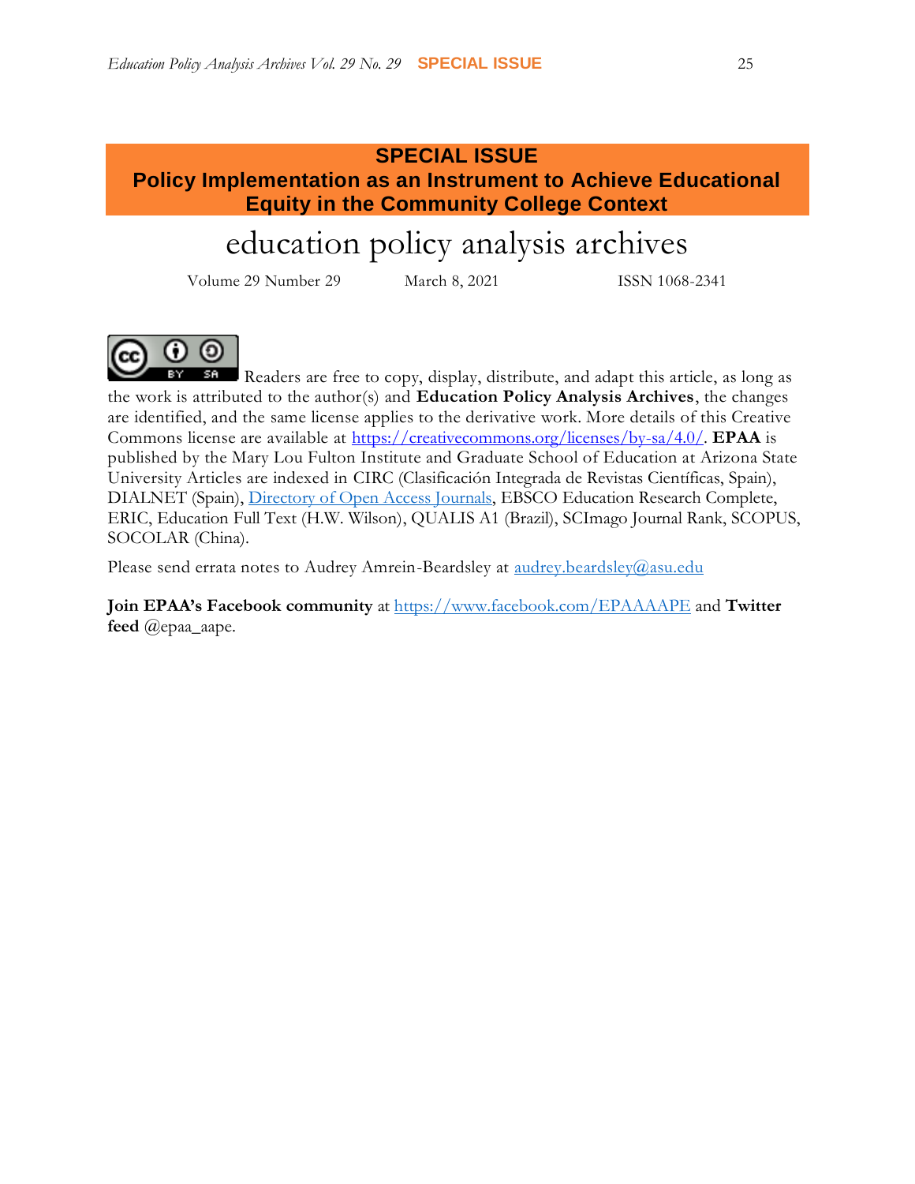**SPECIAL ISSUE**
**Policy Implementation as an Instrument to Achieve Educational Equity in the Community College Context**

# education policy analysis archives

Volume 29 Number 29 March 8, 2021 ISSN 1068-2341

Readers are free to copy, display, distribute, and adapt this article, as long as the work is attributed to the author(s) and **Education Policy Analysis Archives**, the changes are identified, and the same license applies to the derivative work. More details of this Creative Commons license are available at https://creativecommons.org/licenses/by-sa/4.0/. **EPAA** is published by the Mary Lou Fulton Institute and Graduate School of Education at Arizona State University Articles are indexed in CIRC (Clasificación Integrada de Revistas Científicas, Spain), DIALNET (Spain), Directory of Open Access Journals, EBSCO Education Research Complete, ERIC, Education Full Text (H.W. Wilson), QUALIS A1 (Brazil), SCImago Journal Rank, SCOPUS, SOCOLAR (China).

Please send errata notes to Audrey Amrein-Beardsley at audrey.beardsley@asu.edu

**Join EPAA's Facebook community** at https://www.facebook.com/EPAAAAPE and **Twitter feed** @epaa_aape.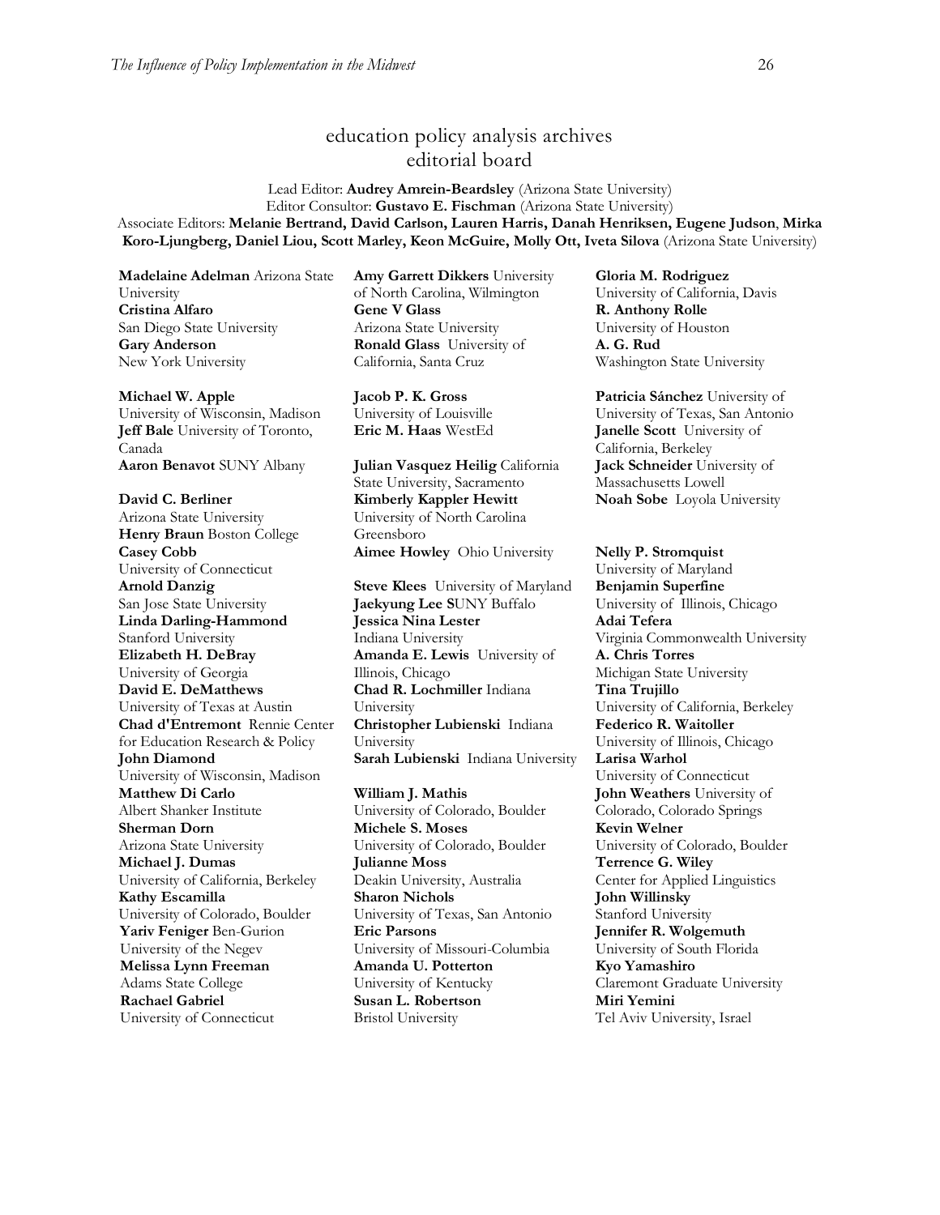# education policy analysis archives editorial board

Lead Editor: **Audrey Amrein-Beardsley** (Arizona State University)
Editor Consultor: **Gustavo E. Fischman** (Arizona State University)
Associate Editors: **Melanie Bertrand, David Carlson, Lauren Harris, Danah Henriksen, Eugene Judson**, **Mirka Koro-Ljungberg, Daniel Liou, Scott Marley, Keon McGuire, Molly Ott, Iveta Silova** (Arizona State University)

**Madelaine Adelman** Arizona State University
**Cristina Alfaro** San Diego State University
**Gary Anderson** New York University

**Michael W. Apple** University of Wisconsin, Madison
**Jeff Bale** University of Toronto, Canada
**Aaron Benavot** SUNY Albany

**David C. Berliner** Arizona State University
**Henry Braun** Boston College
**Casey Cobb** University of Connecticut
**Arnold Danzig** San Jose State University
**Linda Darling-Hammond** Stanford University
**Elizabeth H. DeBray** University of Georgia
**David E. DeMatthews** University of Texas at Austin
**Chad d'Entremont** Rennie Center for Education Research & Policy
**John Diamond** University of Wisconsin, Madison
**Matthew Di Carlo** Albert Shanker Institute
**Sherman Dorn** Arizona State University
**Michael J. Dumas** University of California, Berkeley
**Kathy Escamilla** University of Colorado, Boulder
**Yariv Feniger** Ben-Gurion University of the Negev
**Melissa Lynn Freeman** Adams State College
**Rachael Gabriel** University of Connecticut

**Amy Garrett Dikkers** University of North Carolina, Wilmington
**Gene V Glass** Arizona State University
**Ronald Glass** University of California, Santa Cruz

**Jacob P. K. Gross** University of Louisville
**Eric M. Haas** WestEd

**Julian Vasquez Heilig** California State University, Sacramento
**Kimberly Kappler Hewitt** University of North Carolina Greensboro
**Aimee Howley** Ohio University

**Steve Klees** University of Maryland
**Jaekyung Lee** SUNY Buffalo
**Jessica Nina Lester** Indiana University
**Amanda E. Lewis** University of Illinois, Chicago
**Chad R. Lochmiller** Indiana University
**Christopher Lubienski** Indiana University
**Sarah Lubienski** Indiana University

**William J. Mathis** University of Colorado, Boulder
**Michele S. Moses** University of Colorado, Boulder
**Julianne Moss** Deakin University, Australia
**Sharon Nichols** University of Texas, San Antonio
**Eric Parsons** University of Missouri-Columbia
**Amanda U. Potterton** University of Kentucky
**Susan L. Robertson** Bristol University

**Gloria M. Rodriguez** University of California, Davis
**R. Anthony Rolle** University of Houston
**A. G. Rud** Washington State University

**Patricia Sánchez** University of University of Texas, San Antonio
**Janelle Scott** University of California, Berkeley
**Jack Schneider** University of Massachusetts Lowell
**Noah Sobe** Loyola University

**Nelly P. Stromquist** University of Maryland
**Benjamin Superfine** University of Illinois, Chicago
**Adai Tefera** Virginia Commonwealth University
**A. Chris Torres** Michigan State University
**Tina Trujillo** University of California, Berkeley
**Federico R. Waitoller** University of Illinois, Chicago
**Larisa Warhol** University of Connecticut
**John Weathers** University of Colorado, Colorado Springs
**Kevin Welner** University of Colorado, Boulder
**Terrence G. Wiley** Center for Applied Linguistics
**John Willinsky** Stanford University
**Jennifer R. Wolgemuth** University of South Florida
**Kyo Yamashiro** Claremont Graduate University
**Miri Yemini** Tel Aviv University, Israel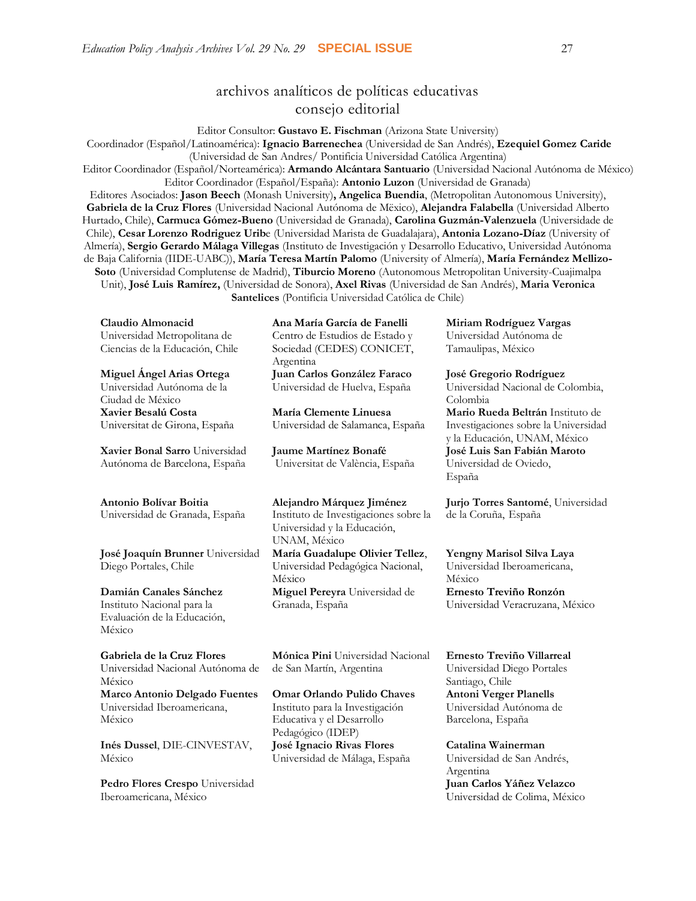# archivos analíticos de políticas educativas
## consejo editorial

Editor Consultor: **Gustavo E. Fischman** (Arizona State University)
Coordinador (Español/Latinoamérica): **Ignacio Barrenechea** (Universidad de San Andrés), **Ezequiel Gomez Caride** (Universidad de San Andres/ Pontificia Universidad Católica Argentina)
Editor Coordinador (Español/Norteamérica): **Armando Alcántara Santuario** (Universidad Nacional Autónoma de México)
Editor Coordinador (Español/España): **Antonio Luzon** (Universidad de Granada)
Editores Asociados: **Jason Beech** (Monash University)**, Angelica Buendia**, (Metropolitan Autonomous University), **Gabriela de la Cruz Flores** (Universidad Nacional Autónoma de Mëxico), **Alejandra Falabella** (Universidad Alberto Hurtado, Chile), **Carmuca Gómez-Bueno** (Universidad de Granada), **Carolina Guzmán-Valenzuela** (Universidade de Chile), **Cesar Lorenzo Rodriguez Urib**e (Universidad Marista de Guadalajara), **Antonia Lozano-Díaz** (University of Almería), **Sergio Gerardo Málaga Villegas** (Instituto de Investigación y Desarrollo Educativo, Universidad Autónoma de Baja California (IIDE-UABC)), **María Teresa Martín Palomo** (University of Almería), **María Fernández Mellizo-Soto** (Universidad Complutense de Madrid), **Tiburcio Moreno** (Autonomous Metropolitan University-Cuajimalpa Unit), **José Luis Ramírez,** (Universidad de Sonora), **Axel Rivas** (Universidad de San Andrés), **Maria Veronica Santelices** (Pontificia Universidad Católica de Chile)

**Claudio Almonacid**
Universidad Metropolitana de Ciencias de la Educación, Chile

**Miguel Ángel Arias Ortega**
Universidad Autónoma de la Ciudad de México

**Xavier Besalú Costa**
Universitat de Girona, España

**Xavier Bonal Sarro** Universidad Autónoma de Barcelona, España

**Antonio Bolívar Boitia**
Universidad de Granada, España

**José Joaquín Brunner** Universidad Diego Portales, Chile

**Damián Canales Sánchez**
Instituto Nacional para la Evaluación de la Educación, México

**Gabriela de la Cruz Flores**
Universidad Nacional Autónoma de México

**Marco Antonio Delgado Fuentes**
Universidad Iberoamericana, México

**Inés Dussel**, DIE-CINVESTAV, México

**Pedro Flores Crespo** Universidad Iberoamericana, México

**Ana María García de Fanelli**
Centro de Estudios de Estado y Sociedad (CEDES) CONICET, Argentina

**Juan Carlos González Faraco**
Universidad de Huelva, España

**María Clemente Linuesa**
Universidad de Salamanca, España

**Jaume Martínez Bonafé**
Universitat de València, España

**Alejandro Márquez Jiménez**
Instituto de Investigaciones sobre la Universidad y la Educación, UNAM, México

**María Guadalupe Olivier Tellez**, Universidad Pedagógica Nacional, México

**Miguel Pereyra** Universidad de Granada, España

**Mónica Pini** Universidad Nacional de San Martín, Argentina

**Omar Orlando Pulido Chaves**
Instituto para la Investigación Educativa y el Desarrollo Pedagógico (IDEP)

**José Ignacio Rivas Flores**
Universidad de Málaga, España

**Miriam Rodríguez Vargas**
Universidad Autónoma de Tamaulipas, México

**José Gregorio Rodríguez**
Universidad Nacional de Colombia, Colombia

**Mario Rueda Beltrán** Instituto de Investigaciones sobre la Universidad y la Educación, UNAM, México

**José Luis San Fabián Maroto**
Universidad de Oviedo, España

**Jurjo Torres Santomé**, Universidad de la Coruña, España

**Yengny Marisol Silva Laya**
Universidad Iberoamericana, México

**Ernesto Treviño Ronzón**
Universidad Veracruzana, México

**Ernesto Treviño Villarreal**
Universidad Diego Portales Santiago, Chile

**Antoni Verger Planells**
Universidad Autónoma de Barcelona, España

**Catalina Wainerman**
Universidad de San Andrés, Argentina

**Juan Carlos Yáñez Velazco**
Universidad de Colima, México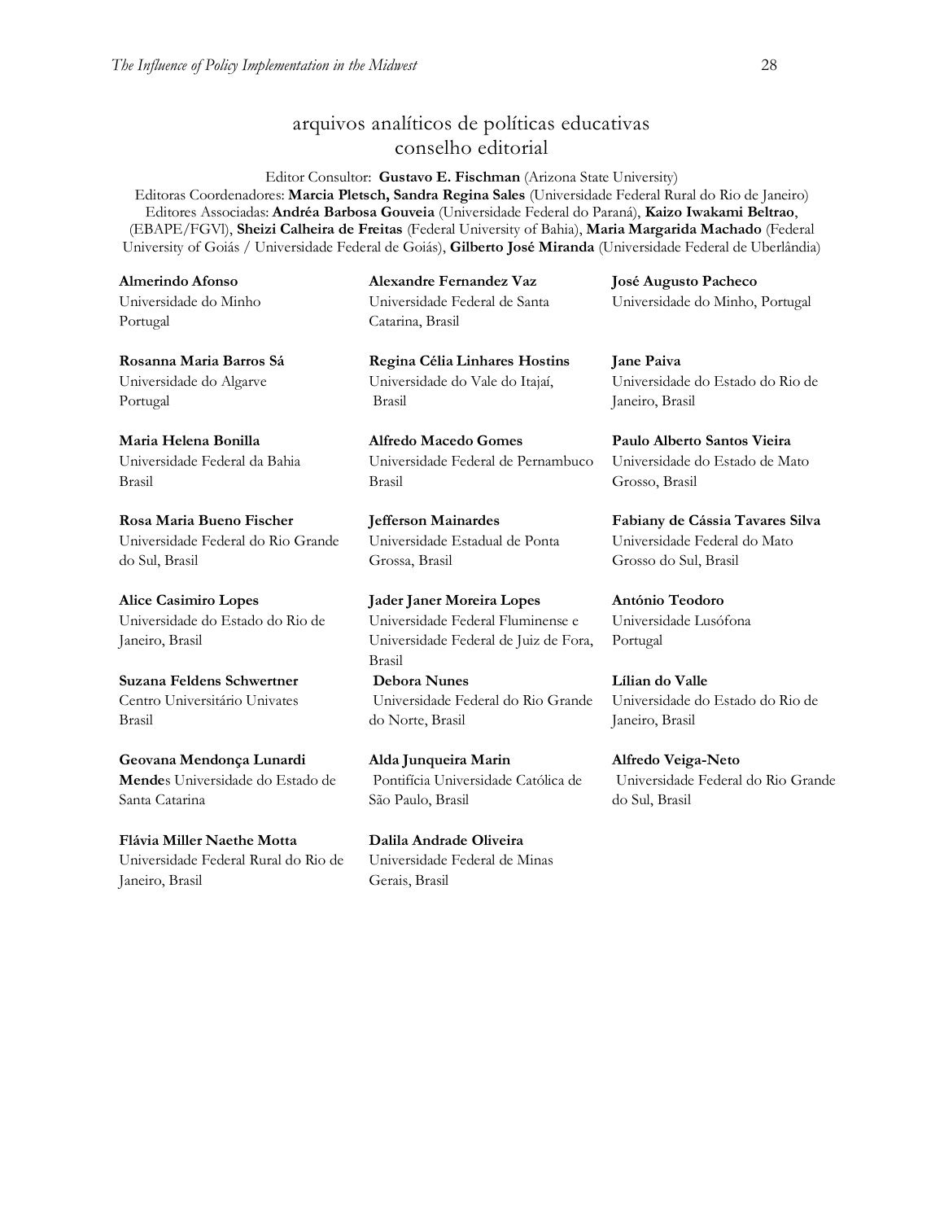# arquivos analíticos de políticas educativas
## conselho editorial

Editor Consultor: **Gustavo E. Fischman** (Arizona State University)
Editoras Coordenadores: **Marcia Pletsch, Sandra Regina Sales** (Universidade Federal Rural do Rio de Janeiro)
Editores Associadas: **Andréa Barbosa Gouveia** (Universidade Federal do Paraná), **Kaizo Iwakami Beltrao**, (EBAPE/FGVl), **Sheizi Calheira de Freitas** (Federal University of Bahia), **Maria Margarida Machado** (Federal University of Goiás / Universidade Federal de Goiás), **Gilberto José Miranda** (Universidade Federal de Uberlândia)

**Almerindo Afonso**
Universidade do Minho
Portugal

**Rosanna Maria Barros Sá**
Universidade do Algarve
Portugal

**Maria Helena Bonilla**
Universidade Federal da Bahia
Brasil

**Rosa Maria Bueno Fischer**
Universidade Federal do Rio Grande do Sul, Brasil

**Alice Casimiro Lopes**
Universidade do Estado do Rio de Janeiro, Brasil

**Suzana Feldens Schwertner**
Centro Universitário Univates
Brasil

**Geovana Mendonça Lunardi Mende**s Universidade do Estado de Santa Catarina

**Flávia Miller Naethe Motta**
Universidade Federal Rural do Rio de Janeiro, Brasil

**Alexandre Fernandez Vaz**
Universidade Federal de Santa Catarina, Brasil

**Regina Célia Linhares Hostins**
Universidade do Vale do Itajaí, Brasil

**Alfredo Macedo Gomes**
Universidade Federal de Pernambuco
Brasil

**Jefferson Mainardes**
Universidade Estadual de Ponta Grossa, Brasil

**Jader Janer Moreira Lopes**
Universidade Federal Fluminense e Universidade Federal de Juiz de Fora, Brasil

**Debora Nunes**
Universidade Federal do Rio Grande do Norte, Brasil

**Alda Junqueira Marin**
Pontifícia Universidade Católica de São Paulo, Brasil

**Dalila Andrade Oliveira**
Universidade Federal de Minas Gerais, Brasil

**José Augusto Pacheco**
Universidade do Minho, Portugal

**Jane Paiva**
Universidade do Estado do Rio de Janeiro, Brasil

**Paulo Alberto Santos Vieira**
Universidade do Estado de Mato Grosso, Brasil

**Fabiany de Cássia Tavares Silva**
Universidade Federal do Mato Grosso do Sul, Brasil

**António Teodoro**
Universidade Lusófona
Portugal

**Lílian do Valle**
Universidade do Estado do Rio de Janeiro, Brasil

**Alfredo Veiga-Neto**
Universidade Federal do Rio Grande do Sul, Brasil